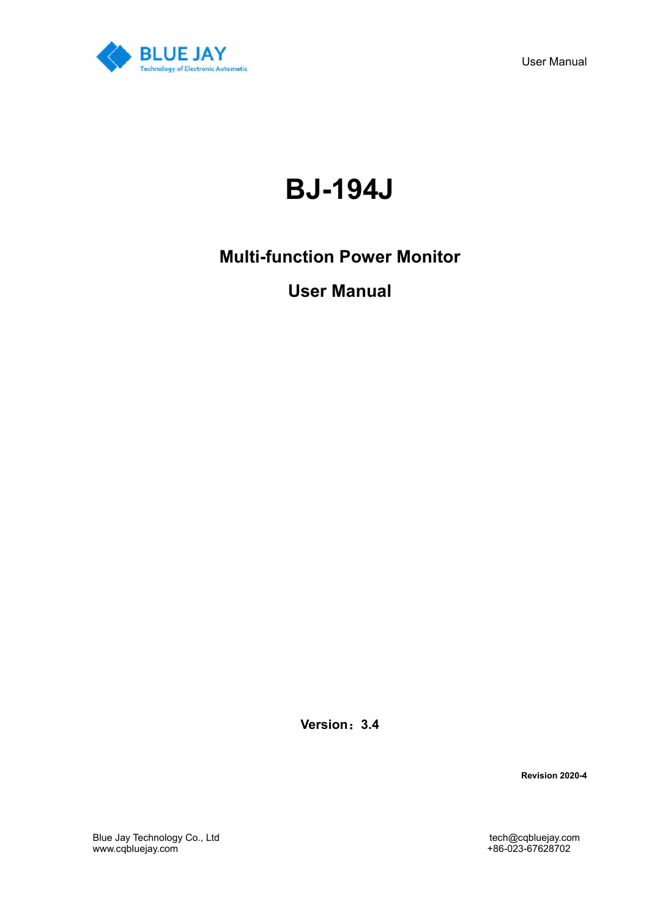BLUE JAY

Technology of Electronic Automatic

User Manual

# BJ-194J

## Multi-function Power Monitor

## User Manual

**Version：3.4**

**Revision 2020-4**

Blue Jay Technology Co., Ltd
www.cqbluejay.com

tech@cqbluejay.com
+86-023-67628702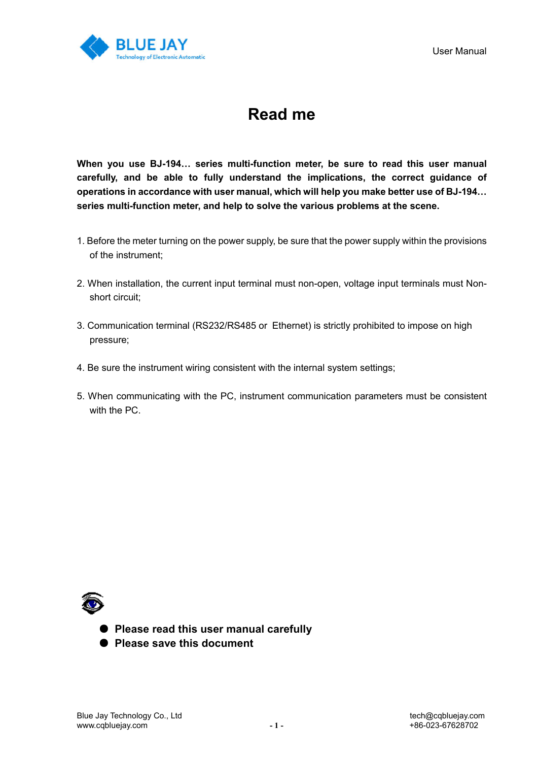# Read me

**When you use BJ-194… series multi-function meter, be sure to read this user manual carefully, and be able to fully understand the implications, the correct guidance of operations in accordance with user manual, which will help you make better use of BJ-194… series multi-function meter, and help to solve the various problems at the scene.**

1. Before the meter turning on the power supply, be sure that the power supply within the provisions of the instrument;

2. When installation, the current input terminal must non-open, voltage input terminals must Non-short circuit;

3. Communication terminal (RS232/RS485 or Ethernet) is strictly prohibited to impose on high pressure;

4. Be sure the instrument wiring consistent with the internal system settings;

5. When communicating with the PC, instrument communication parameters must be consistent with the PC.

- **Please read this user manual carefully**
- **Please save this document**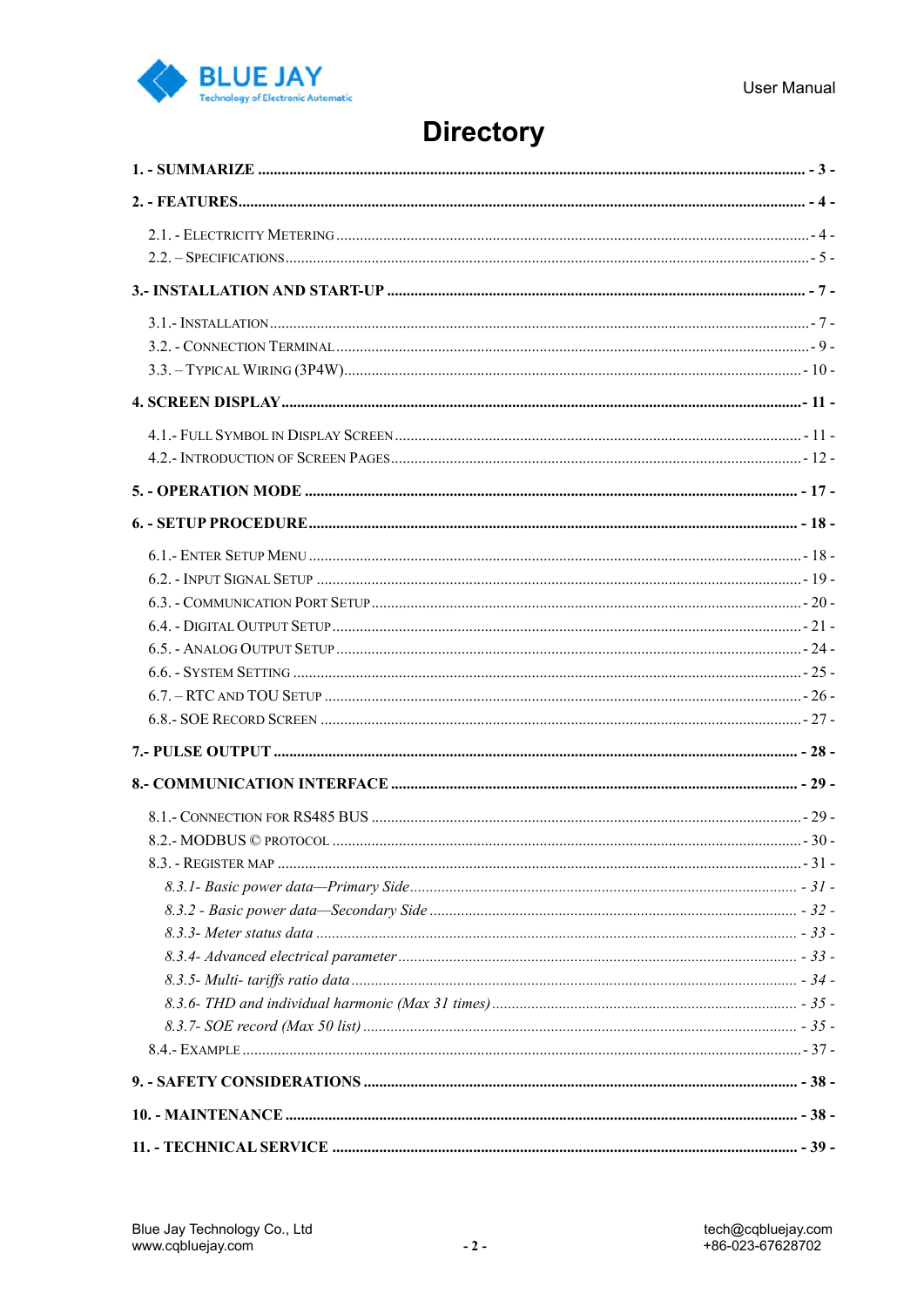# Directory

1. - SUMMARIZE ............ - 3 -

2. - FEATURES ............ - 4 -

   2.1. - ELECTRICITY METERING ............ - 4 -

   2.2. – SPECIFICATIONS ............ - 5 -

3.- INSTALLATION AND START-UP ............ - 7 -

   3.1.- INSTALLATION ............ - 7 -

   3.2. - CONNECTION TERMINAL ............ - 9 -

   3.3. – TYPICAL WIRING (3P4W) ............ - 10 -

4. SCREEN DISPLAY ............ - 11 -

   4.1.- FULL SYMBOL IN DISPLAY SCREEN ............ - 11 -

   4.2.- INTRODUCTION OF SCREEN PAGES ............ - 12 -

5. - OPERATION MODE ............ - 17 -

6. - SETUP PROCEDURE ............ - 18 -

   6.1.- ENTER SETUP MENU ............ - 18 -

   6.2. - INPUT SIGNAL SETUP ............ - 19 -

   6.3. - COMMUNICATION PORT SETUP ............ - 20 -

   6.4. - DIGITAL OUTPUT SETUP ............ - 21 -

   6.5. - ANALOG OUTPUT SETUP ............ - 24 -

   6.6. - SYSTEM SETTING ............ - 25 -

   6.7. – RTC AND TOU SETUP ............ - 26 -

   6.8.- SOE RECORD SCREEN ............ - 27 -

7.- PULSE OUTPUT ............ - 28 -

8.- COMMUNICATION INTERFACE ............ - 29 -

   8.1.- CONNECTION FOR RS485 BUS ............ - 29 -

   8.2.- MODBUS © PROTOCOL ............ - 30 -

   8.3. - REGISTER MAP ............ - 31 -

   *8.3.1- Basic power data—Primary Side ............ - 31 -*

   *8.3.2 - Basic power data—Secondary Side ............ - 32 -*

   *8.3.3- Meter status data ............ - 33 -*

   *8.3.4- Advanced electrical parameter ............ - 33 -*

   *8.3.5- Multi- tariffs ratio data ............ - 34 -*

   *8.3.6- THD and individual harmonic (Max 31 times) ............ - 35 -*

   *8.3.7- SOE record (Max 50 list) ............ - 35 -*

   8.4.- EXAMPLE ............ - 37 -

9. - SAFETY CONSIDERATIONS ............ - 38 -

10. - MAINTENANCE ............ - 38 -

11. - TECHNICAL SERVICE ............ - 39 -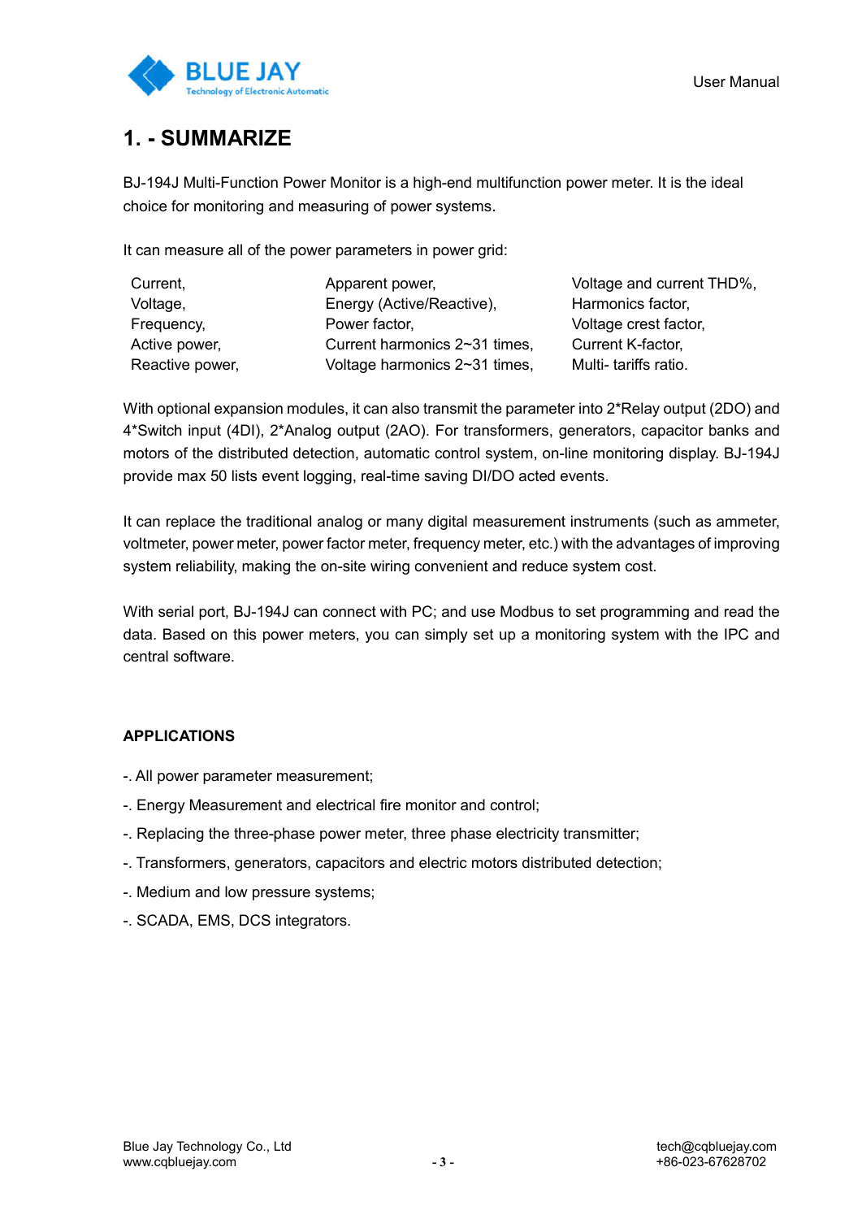# 1. - SUMMARIZE

BJ-194J Multi-Function Power Monitor is a high-end multifunction power meter. It is the ideal choice for monitoring and measuring of power systems.

It can measure all of the power parameters in power grid:

| | | |
|---|---|---|
| Current, | Apparent power, | Voltage and current THD%, |
| Voltage, | Energy (Active/Reactive), | Harmonics factor, |
| Frequency, | Power factor, | Voltage crest factor, |
| Active power, | Current harmonics 2~31 times, | Current K-factor, |
| Reactive power, | Voltage harmonics 2~31 times, | Multi- tariffs ratio. |

With optional expansion modules, it can also transmit the parameter into 2*Relay output (2DO) and 4*Switch input (4DI), 2*Analog output (2AO). For transformers, generators, capacitor banks and motors of the distributed detection, automatic control system, on-line monitoring display. BJ-194J provide max 50 lists event logging, real-time saving DI/DO acted events.

It can replace the traditional analog or many digital measurement instruments (such as ammeter, voltmeter, power meter, power factor meter, frequency meter, etc.) with the advantages of improving system reliability, making the on-site wiring convenient and reduce system cost.

With serial port, BJ-194J can connect with PC; and use Modbus to set programming and read the data. Based on this power meters, you can simply set up a monitoring system with the IPC and central software.

**APPLICATIONS**

-. All power parameter measurement;

-. Energy Measurement and electrical fire monitor and control;

-. Replacing the three-phase power meter, three phase electricity transmitter;

-. Transformers, generators, capacitors and electric motors distributed detection;

-. Medium and low pressure systems;

-. SCADA, EMS, DCS integrators.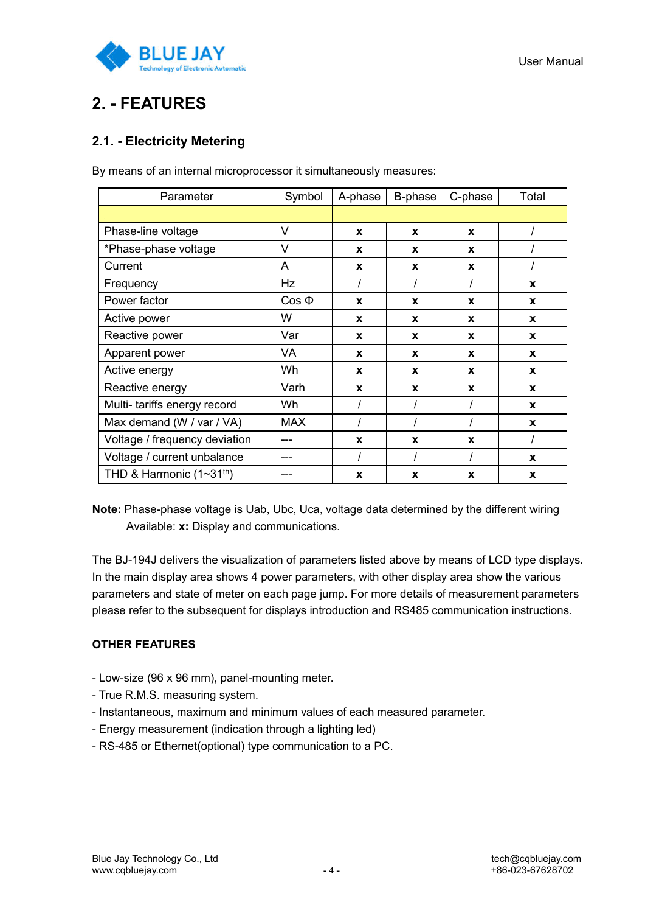# 2. - FEATURES

## 2.1. - Electricity Metering

By means of an internal microprocessor it simultaneously measures:

| Parameter | Symbol | A-phase | B-phase | C-phase | Total |
|---|---|---|---|---|---|
| | | | | | |
| Phase-line voltage | V | **x** | **x** | **x** | / |
| *Phase-phase voltage | V | **x** | **x** | **x** | / |
| Current | A | **x** | **x** | **x** | / |
| Frequency | Hz | / | / | / | **x** |
| Power factor | Cos Φ | **x** | **x** | **x** | **x** |
| Active power | W | **x** | **x** | **x** | **x** |
| Reactive power | Var | **x** | **x** | **x** | **x** |
| Apparent power | VA | **x** | **x** | **x** | **x** |
| Active energy | Wh | **x** | **x** | **x** | **x** |
| Reactive energy | Varh | **x** | **x** | **x** | **x** |
| Multi- tariffs energy record | Wh | / | / | / | **x** |
| Max demand (W / var / VA) | MAX | / | / | / | **x** |
| Voltage / frequency deviation | --- | **x** | **x** | **x** | / |
| Voltage / current unbalance | --- | / | / | / | **x** |
| THD & Harmonic (1~31$^{th}$) | --- | **x** | **x** | **x** | **x** |

**Note:** Phase-phase voltage is Uab, Ubc, Uca, voltage data determined by the different wiring
Available: **x:** Display and communications.

The BJ-194J delivers the visualization of parameters listed above by means of LCD type displays. In the main display area shows 4 power parameters, with other display area show the various parameters and state of meter on each page jump. For more details of measurement parameters please refer to the subsequent for displays introduction and RS485 communication instructions.

**OTHER FEATURES**

- Low-size (96 x 96 mm), panel-mounting meter.
- True R.M.S. measuring system.
- Instantaneous, maximum and minimum values of each measured parameter.
- Energy measurement (indication through a lighting led)
- RS-485 or Ethernet(optional) type communication to a PC.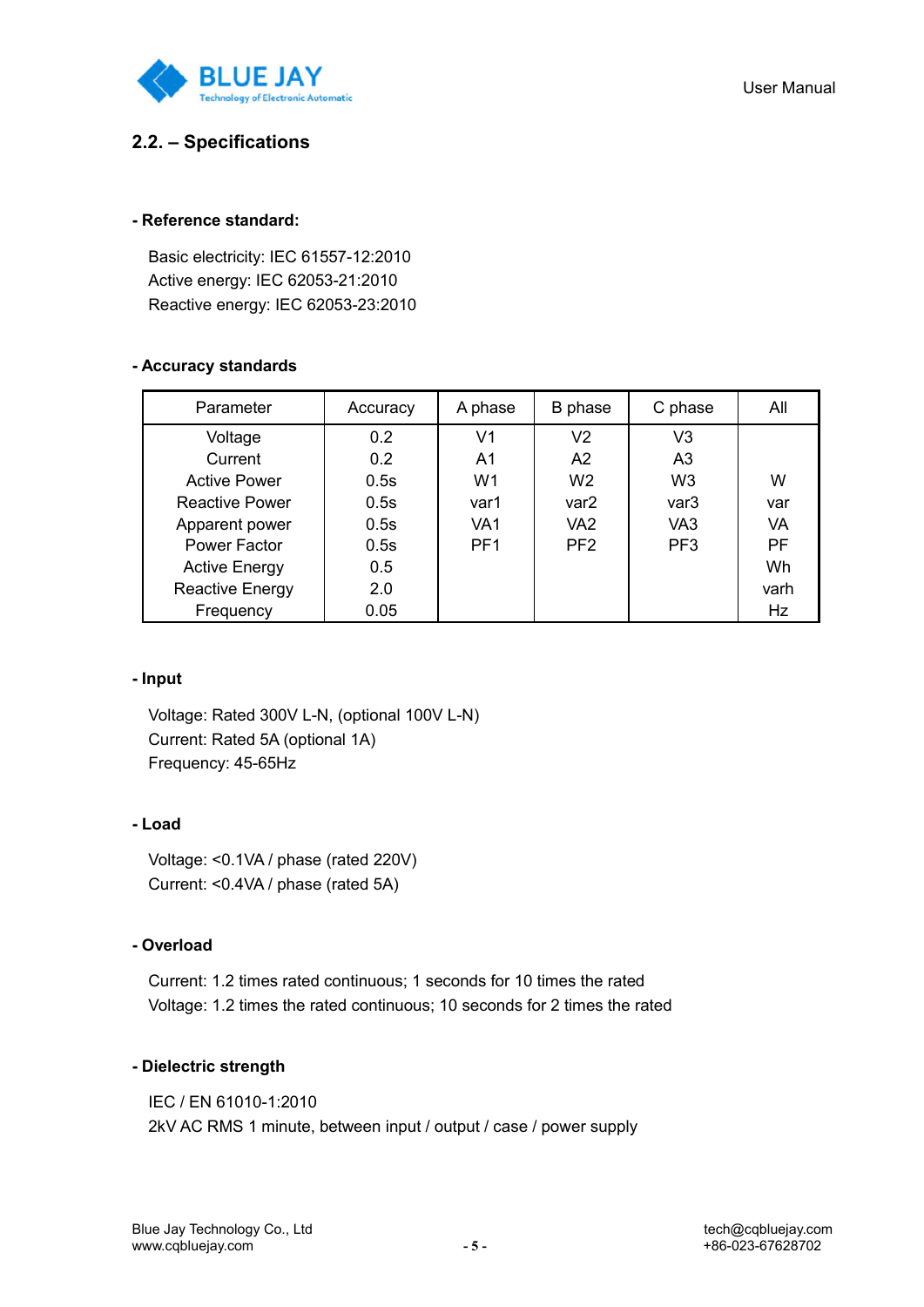## 2.2. – Specifications

**- Reference standard:**

Basic electricity: IEC 61557-12:2010
Active energy: IEC 62053-21:2010
Reactive energy: IEC 62053-23:2010

**- Accuracy standards**

| Parameter | Accuracy | A phase | B phase | C phase | All |
|---|---|---|---|---|---|
| Voltage | 0.2 | V1 | V2 | V3 | |
| Current | 0.2 | A1 | A2 | A3 | |
| Active Power | 0.5s | W1 | W2 | W3 | W |
| Reactive Power | 0.5s | var1 | var2 | var3 | var |
| Apparent power | 0.5s | VA1 | VA2 | VA3 | VA |
| Power Factor | 0.5s | PF1 | PF2 | PF3 | PF |
| Active Energy | 0.5 | | | | Wh |
| Reactive Energy | 2.0 | | | | varh |
| Frequency | 0.05 | | | | Hz |

**- Input**

Voltage: Rated 300V L-N, (optional 100V L-N)
Current: Rated 5A (optional 1A)
Frequency: 45-65Hz

**- Load**

Voltage: <0.1VA / phase (rated 220V)
Current: <0.4VA / phase (rated 5A)

**- Overload**

Current: 1.2 times rated continuous; 1 seconds for 10 times the rated
Voltage: 1.2 times the rated continuous; 10 seconds for 2 times the rated

**- Dielectric strength**

IEC / EN 61010-1:2010
2kV AC RMS 1 minute, between input / output / case / power supply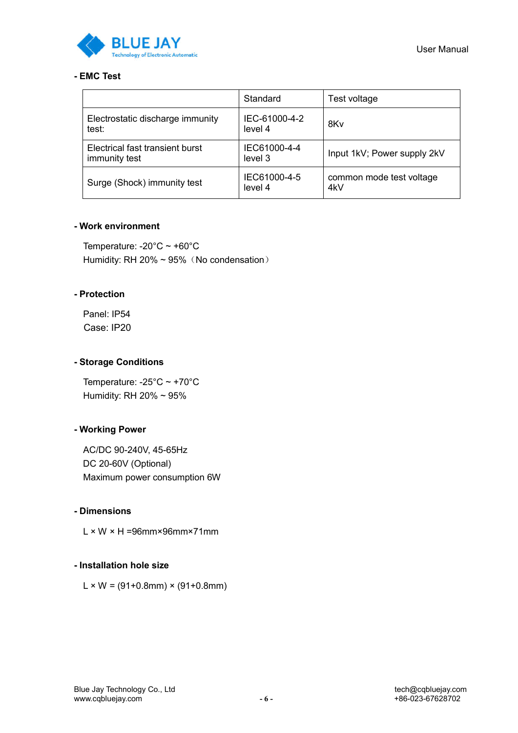**- EMC Test**

| | Standard | Test voltage |
|---|---|---|
| Electrostatic discharge immunity test: | IEC-61000-4-2 level 4 | 8Kv |
| Electrical fast transient burst immunity test | IEC61000-4-4 level 3 | Input 1kV; Power supply 2kV |
| Surge (Shock) immunity test | IEC61000-4-5 level 4 | common mode test voltage 4kV |

**- Work environment**

Temperature: -20°C ~ +60°C
Humidity: RH 20% ~ 95%（No condensation）

**- Protection**

Panel: IP54
Case: IP20

**- Storage Conditions**

Temperature: -25°C ~ +70°C
Humidity: RH 20% ~ 95%

**- Working Power**

AC/DC 90-240V, 45-65Hz
DC 20-60V (Optional)
Maximum power consumption 6W

**- Dimensions**

L × W × H =96mm×96mm×71mm

**- Installation hole size**

L × W = (91+0.8mm) × (91+0.8mm)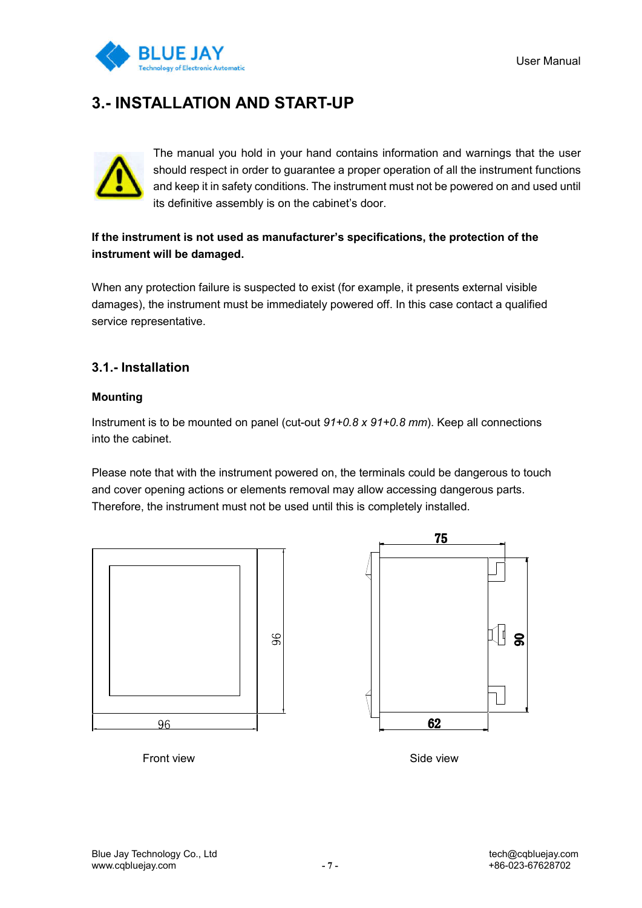# 3.- INSTALLATION AND START-UP

The manual you hold in your hand contains information and warnings that the user should respect in order to guarantee a proper operation of all the instrument functions and keep it in safety conditions. The instrument must not be powered on and used until its definitive assembly is on the cabinet's door.

**If the instrument is not used as manufacturer's specifications, the protection of the instrument will be damaged.**

When any protection failure is suspected to exist (for example, it presents external visible damages), the instrument must be immediately powered off. In this case contact a qualified service representative.

## 3.1.- Installation

### Mounting

Instrument is to be mounted on panel (cut-out *91+0.8 x 91+0.8 mm*). Keep all connections into the cabinet.

Please note that with the instrument powered on, the terminals could be dangerous to touch and cover opening actions or elements removal may allow accessing dangerous parts. Therefore, the instrument must not be used until this is completely installed.

96

96

Front view

75

90

62

Side view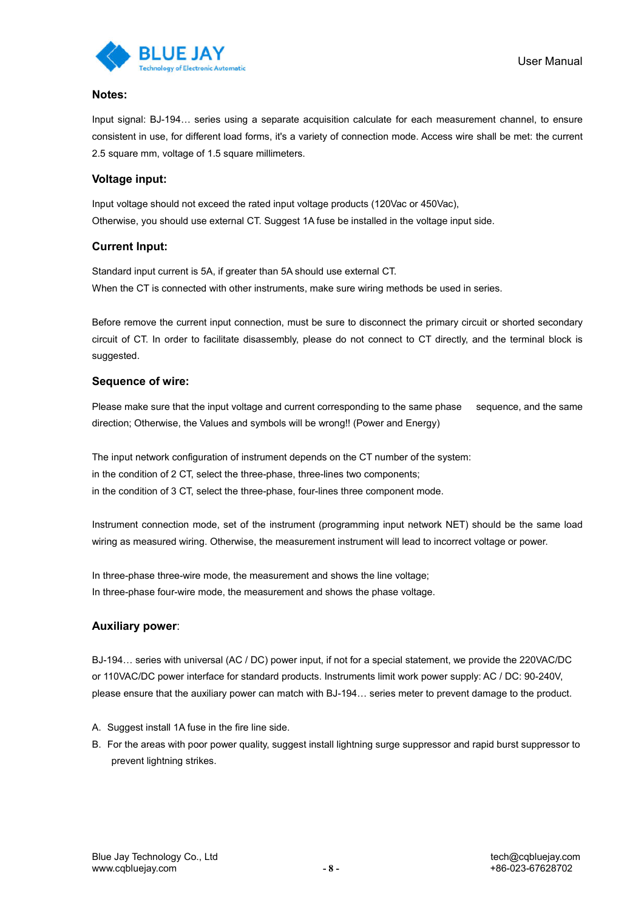**Notes:**

Input signal: BJ-194… series using a separate acquisition calculate for each measurement channel, to ensure consistent in use, for different load forms, it's a variety of connection mode. Access wire shall be met: the current 2.5 square mm, voltage of 1.5 square millimeters.

**Voltage input:**

Input voltage should not exceed the rated input voltage products (120Vac or 450Vac),
Otherwise, you should use external CT. Suggest 1A fuse be installed in the voltage input side.

**Current Input:**

Standard input current is 5A, if greater than 5A should use external CT.
When the CT is connected with other instruments, make sure wiring methods be used in series.

Before remove the current input connection, must be sure to disconnect the primary circuit or shorted secondary circuit of CT. In order to facilitate disassembly, please do not connect to CT directly, and the terminal block is suggested.

**Sequence of wire:**

Please make sure that the input voltage and current corresponding to the same phase sequence, and the same direction; Otherwise, the Values and symbols will be wrong!! (Power and Energy)

The input network configuration of instrument depends on the CT number of the system:
in the condition of 2 CT, select the three-phase, three-lines two components;
in the condition of 3 CT, select the three-phase, four-lines three component mode.

Instrument connection mode, set of the instrument (programming input network NET) should be the same load wiring as measured wiring. Otherwise, the measurement instrument will lead to incorrect voltage or power.

In three-phase three-wire mode, the measurement and shows the line voltage;
In three-phase four-wire mode, the measurement and shows the phase voltage.

**Auxiliary power**:

BJ-194… series with universal (AC / DC) power input, if not for a special statement, we provide the 220VAC/DC or 110VAC/DC power interface for standard products. Instruments limit work power supply: AC / DC: 90-240V, please ensure that the auxiliary power can match with BJ-194… series meter to prevent damage to the product.

A. Suggest install 1A fuse in the fire line side.
B. For the areas with poor power quality, suggest install lightning surge suppressor and rapid burst suppressor to prevent lightning strikes.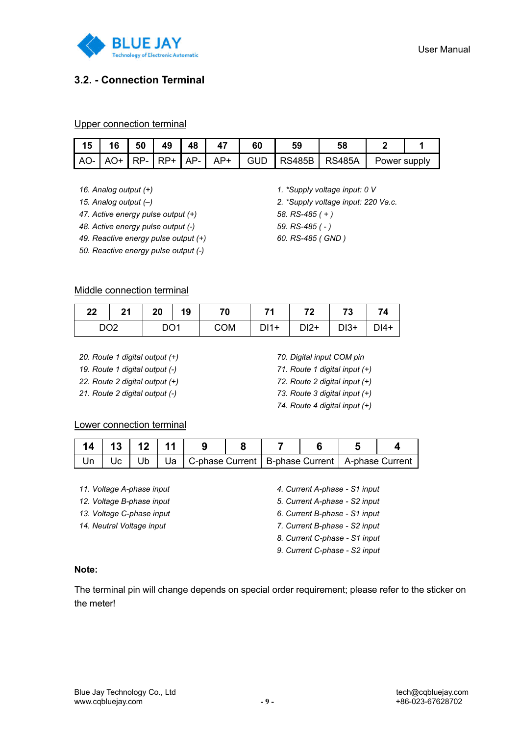### 3.2. - Connection Terminal

Upper connection terminal

| 15 | 16 | 50 | 49 | 48 | 47 | 60 | 59 | 58 | 2 | 1 |
|---|---|---|---|---|---|---|---|---|---|---|
| AO- | AO+ | RP- | RP+ | AP- | AP+ | GUD | RS485B | RS485A | Power supply | |

*16. Analog output (+)*
*15. Analog output (–)*
*47. Active energy pulse output (+)*
*48. Active energy pulse output (-)*
*49. Reactive energy pulse output (+)*
*50. Reactive energy pulse output (-)*

*1. *Supply voltage input: 0 V*
*2. *Supply voltage input: 220 Va.c.*
*58. RS-485 ( + )*
*59. RS-485 ( - )*
*60. RS-485 ( GND )*

Middle connection terminal

| 22 | 21 | 20 | 19 | 70 | 71 | 72 | 73 | 74 |
|---|---|---|---|---|---|---|---|---|
| DO2 | | DO1 | | COM | DI1+ | DI2+ | DI3+ | DI4+ |

*20. Route 1 digital output (+)*
*19. Route 1 digital output (-)*
*22. Route 2 digital output (+)*
*21. Route 2 digital output (-)*

*70. Digital input COM pin*
*71. Route 1 digital input (+)*
*72. Route 2 digital input (+)*
*73. Route 3 digital input (+)*
*74. Route 4 digital input (+)*

Lower connection terminal

| 14 | 13 | 12 | 11 | 9 | 8 | 7 | 6 | 5 | 4 |
|---|---|---|---|---|---|---|---|---|---|
| Un | Uc | Ub | Ua | C-phase Current | | B-phase Current | | A-phase Current | |

*11. Voltage A-phase input*
*12. Voltage B-phase input*
*13. Voltage C-phase input*
*14. Neutral Voltage input*

*4. Current A-phase - S1 input*
*5. Current A-phase - S2 input*
*6. Current B-phase - S1 input*
*7. Current B-phase - S2 input*
*8. Current C-phase - S1 input*
*9. Current C-phase - S2 input*

**Note:**

The terminal pin will change depends on special order requirement; please refer to the sticker on the meter!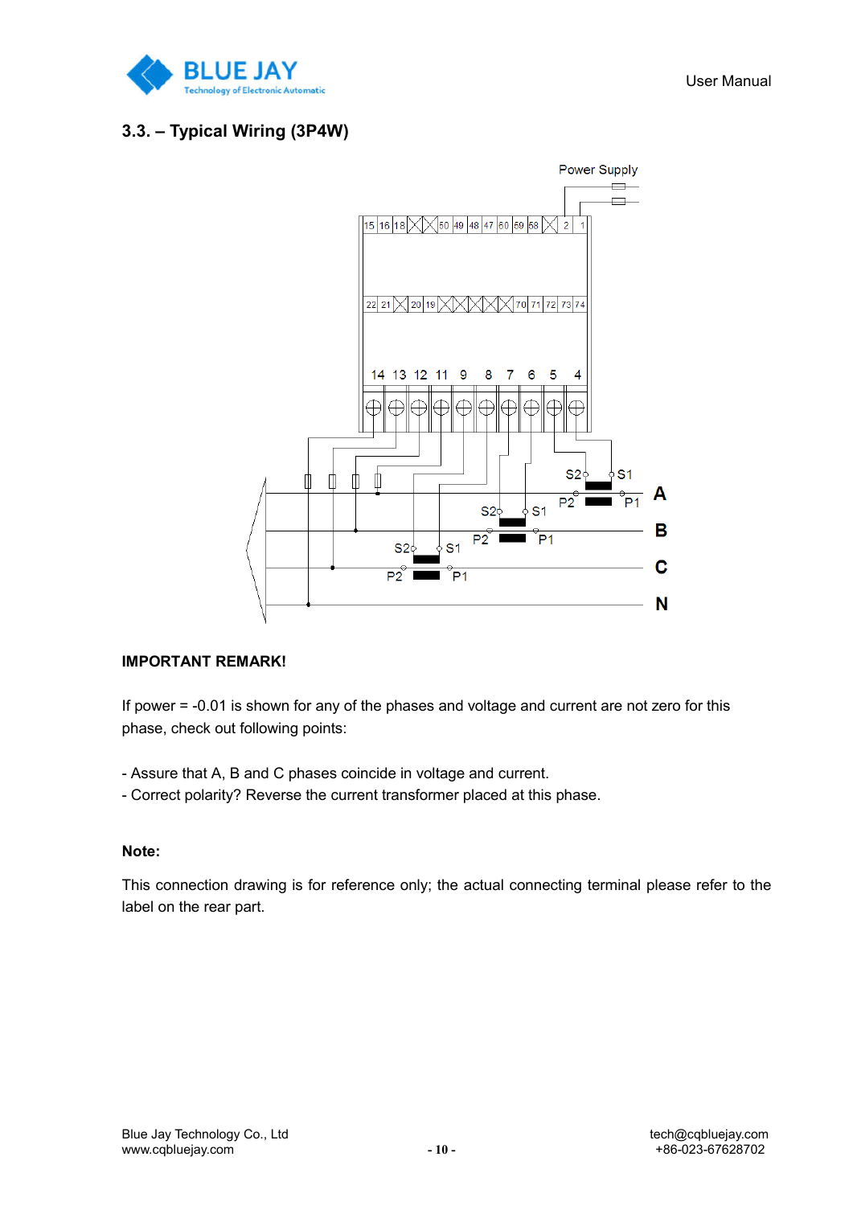### 3.3. – Typical Wiring (3P4W)

**IMPORTANT REMARK!**

If power = -0.01 is shown for any of the phases and voltage and current are not zero for this phase, check out following points:

- Assure that A, B and C phases coincide in voltage and current.
- Correct polarity? Reverse the current transformer placed at this phase.

**Note:**

This connection drawing is for reference only; the actual connecting terminal please refer to the label on the rear part.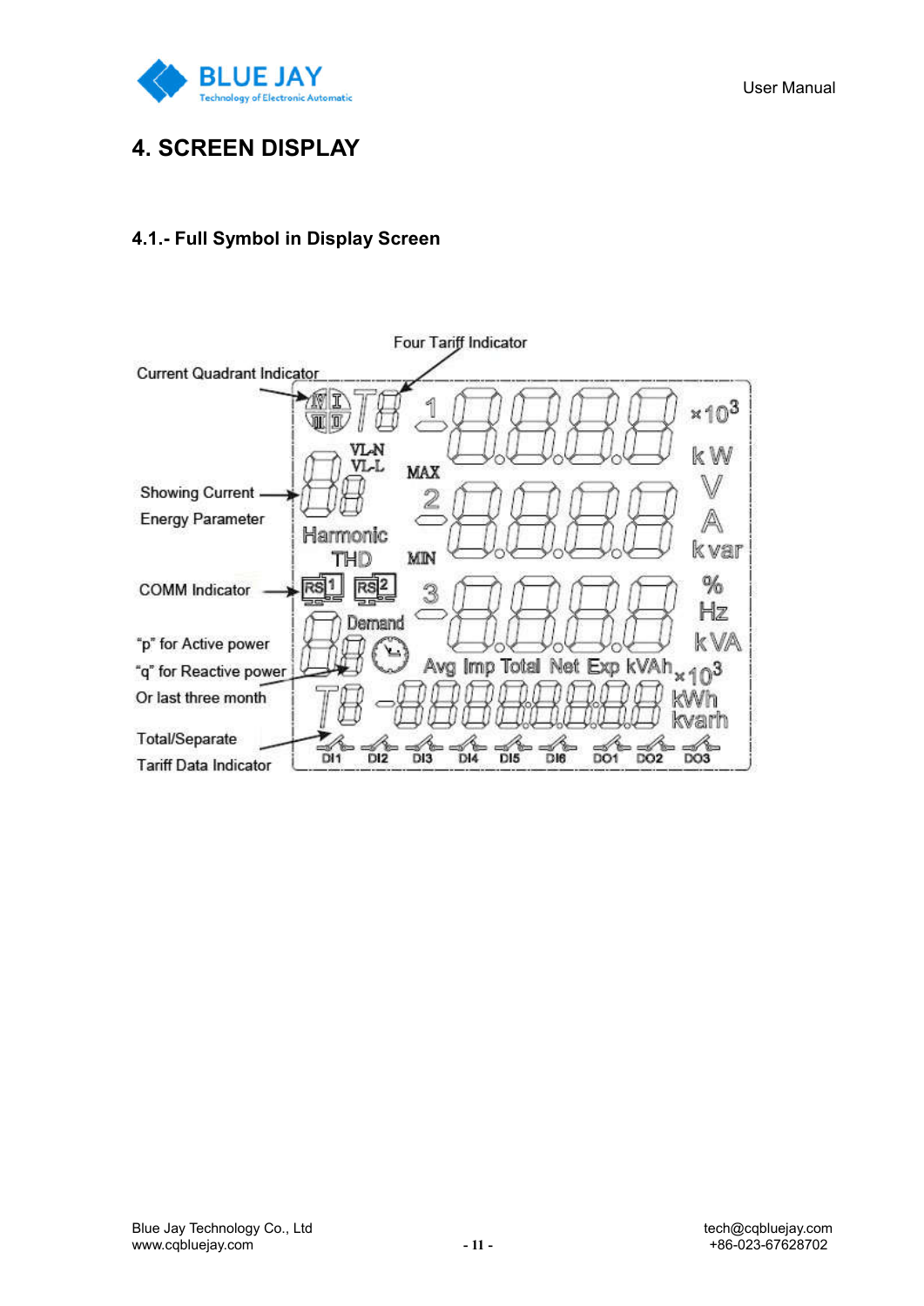# 4. SCREEN DISPLAY

## 4.1.- Full Symbol in Display Screen

Four Tariff Indicator

Current Quadrant Indicator

Showing Current Energy Parameter

COMM Indicator

"p" for Active power

"q" for Reactive power

Or last three month

Total/Separate Tariff Data Indicator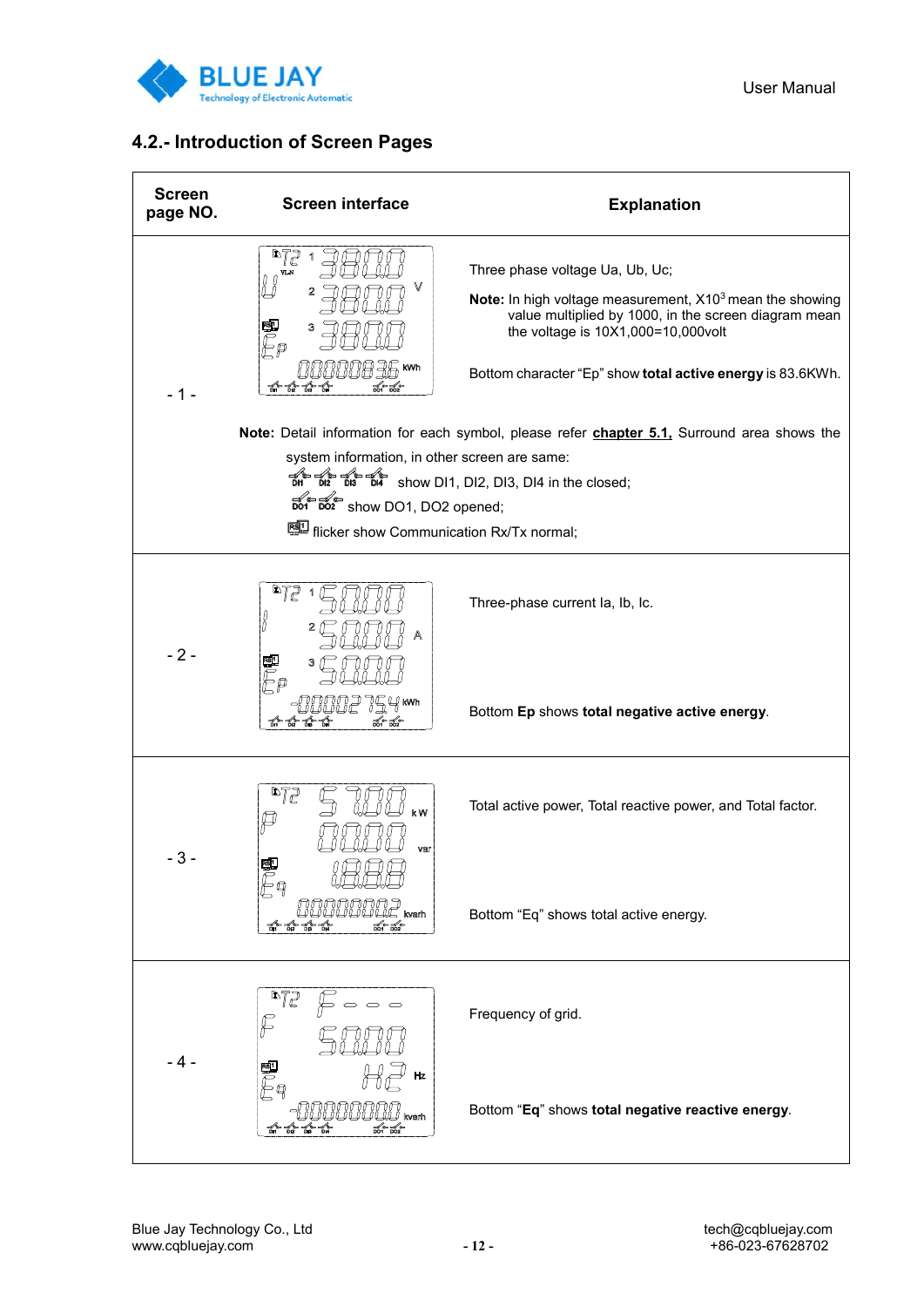## 4.2.- Introduction of Screen Pages

| Screen page NO. | Screen interface | Explanation |
|---|---|---|
| - 1 - | | Three phase voltage Ua, Ub, Uc;<br>**Note:** In high voltage measurement, X$10^3$ mean the showing value multiplied by 1000, in the screen diagram mean the voltage is 10X1,000=10,000volt<br><br>Bottom character "Ep" show **total active energy** is 83.6KWh. |
| | **Note:** Detail information for each symbol, please refer **chapter 5.1,** Surround area shows the system information, in other screen are same:<br>DI1 DI2 DI3 DI4 show DI1, DI2, DI3, DI4 in the closed;<br>DO1 DO2 show DO1, DO2 opened;<br>RS1 flicker show Communication Rx/Tx normal; | |
| - 2 - | | Three-phase current Ia, Ib, Ic.<br><br>Bottom **Ep** shows **total negative active energy**. |
| - 3 - | | Total active power, Total reactive power, and Total factor.<br><br>Bottom "Eq" shows total active energy. |
| - 4 - | | Frequency of grid.<br><br>Bottom "**Eq**" shows **total negative reactive energy**. |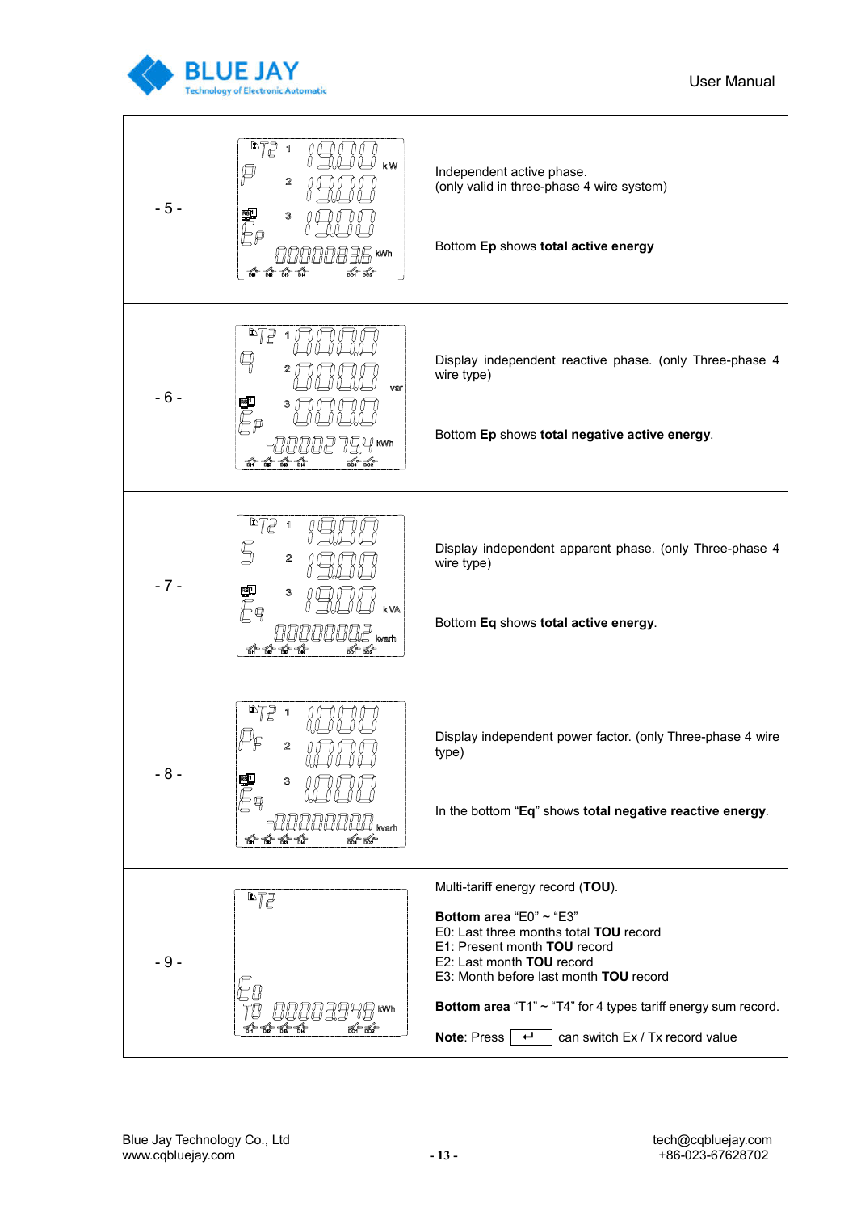| | | |
|---|---|---|
| - 5 - | | Independent active phase.<br>(only valid in three-phase 4 wire system)<br><br>Bottom **Ep** shows **total active energy** |
| - 6 - | | Display independent reactive phase. (only Three-phase 4 wire type)<br><br>Bottom **Ep** shows **total negative active energy**. |
| - 7 - | | Display independent apparent phase. (only Three-phase 4 wire type)<br><br>Bottom **Eq** shows **total active energy**. |
| - 8 - | | Display independent power factor. (only Three-phase 4 wire type)<br><br>In the bottom "**Eq**" shows **total negative reactive energy**. |
| - 9 - | | Multi-tariff energy record (**TOU**).<br><br>**Bottom area** "E0" ~ "E3"<br>E0: Last three months total **TOU** record<br>E1: Present month **TOU** record<br>E2: Last month **TOU** record<br>E3: Month before last month **TOU** record<br><br>**Bottom area** "T1" ~ "T4" for 4 types tariff energy sum record.<br><br>**Note**: Press [ ↵ ] can switch Ex / Tx record value |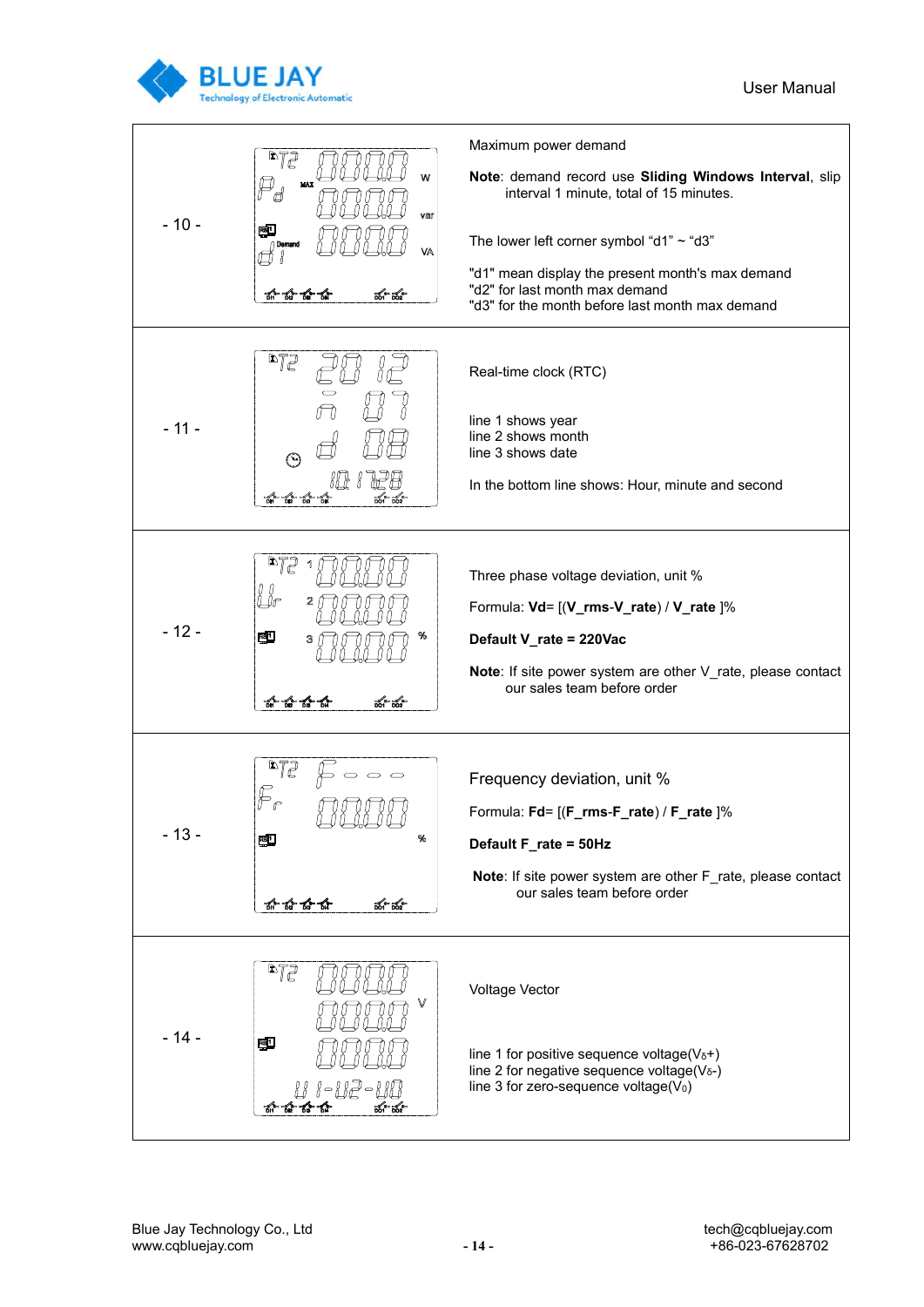| | | |
|---|---|---|
| - 10 - | | Maximum power demand<br><br>**Note**: demand record use **Sliding Windows Interval**, slip interval 1 minute, total of 15 minutes.<br><br>The lower left corner symbol "d1" ~ "d3"<br><br>"d1" mean display the present month's max demand<br>"d2" for last month max demand<br>"d3" for the month before last month max demand |
| - 11 - | | Real-time clock (RTC)<br><br>line 1 shows year<br>line 2 shows month<br>line 3 shows date<br><br>In the bottom line shows: Hour, minute and second |
| - 12 - | | Three phase voltage deviation, unit %<br><br>Formula: **Vd**= [(**V_rms-V_rate**) / **V_rate** ]%<br><br>**Default V_rate = 220Vac**<br><br>**Note**: If site power system are other V_rate, please contact our sales team before order |
| - 13 - | | Frequency deviation, unit %<br><br>Formula: **Fd**= [(**F_rms-F_rate**) / **F_rate** ]%<br><br>**Default F_rate = 50Hz**<br><br>**Note**: If site power system are other F_rate, please contact our sales team before order |
| - 14 - | | Voltage Vector<br><br>line 1 for positive sequence voltage($V_{\delta}$+)<br>line 2 for negative sequence voltage($V_{\delta}$-)<br>line 3 for zero-sequence voltage($V_0$) |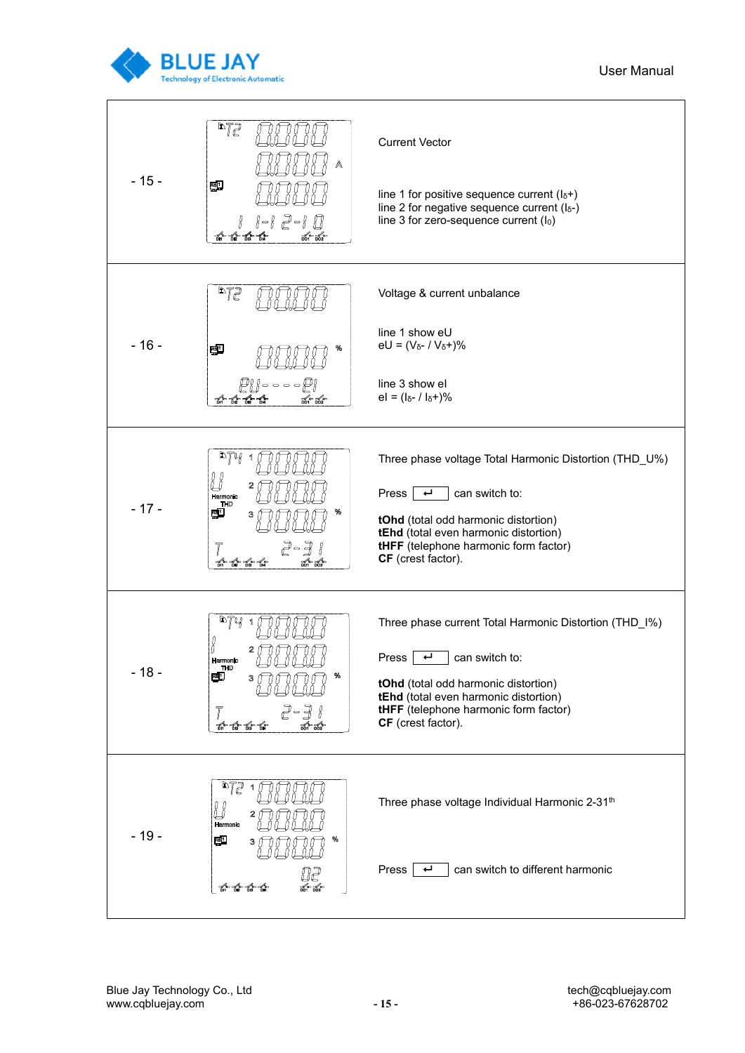| | | |
|---|---|---|
| - 15 - | | Current Vector<br><br>line 1 for positive sequence current ($I_{\delta}+$)<br>line 2 for negative sequence current ($I_{\delta}-$)<br>line 3 for zero-sequence current ($I_0$) |
| - 16 - | | Voltage & current unbalance<br><br>line 1 show eU<br>eU = ($V_{\delta}-$ / $V_{\delta}+$)%<br><br>line 3 show eI<br>eI = ($I_{\delta}-$ / $I_{\delta}+$)% |
| - 17 - | | Three phase voltage Total Harmonic Distortion (THD_U%)<br><br>Press ↵ can switch to:<br><br>**tOhd** (total odd harmonic distortion)<br>**tEhd** (total even harmonic distortion)<br>**tHFF** (telephone harmonic form factor)<br>**CF** (crest factor). |
| - 18 - | | Three phase current Total Harmonic Distortion (THD_I%)<br><br>Press ↵ can switch to:<br><br>**tOhd** (total odd harmonic distortion)<br>**tEhd** (total even harmonic distortion)<br>**tHFF** (telephone harmonic form factor)<br>**CF** (crest factor). |
| - 19 - | | Three phase voltage Individual Harmonic 2-31th<br><br>Press ↵ can switch to different harmonic |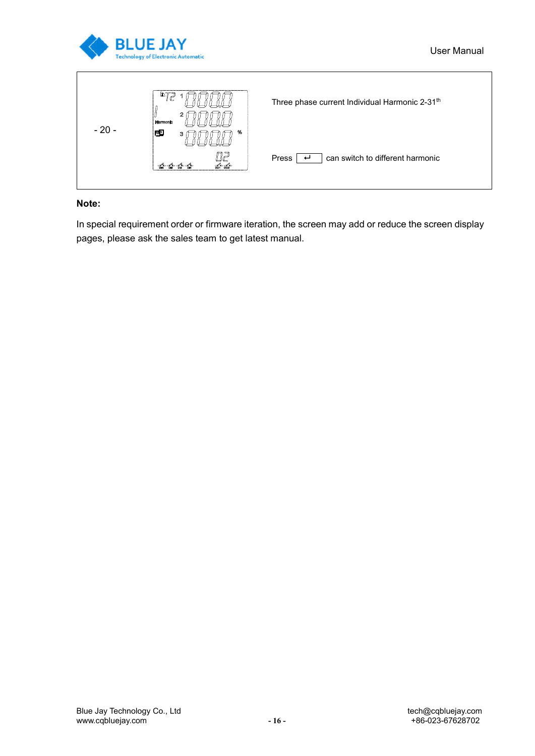| | | |
|---|---|---|
| - 20 - | | Three phase current Individual Harmonic 2-31th<br><br>Press ↵ can switch to different harmonic |

**Note:**

In special requirement order or firmware iteration, the screen may add or reduce the screen display pages, please ask the sales team to get latest manual.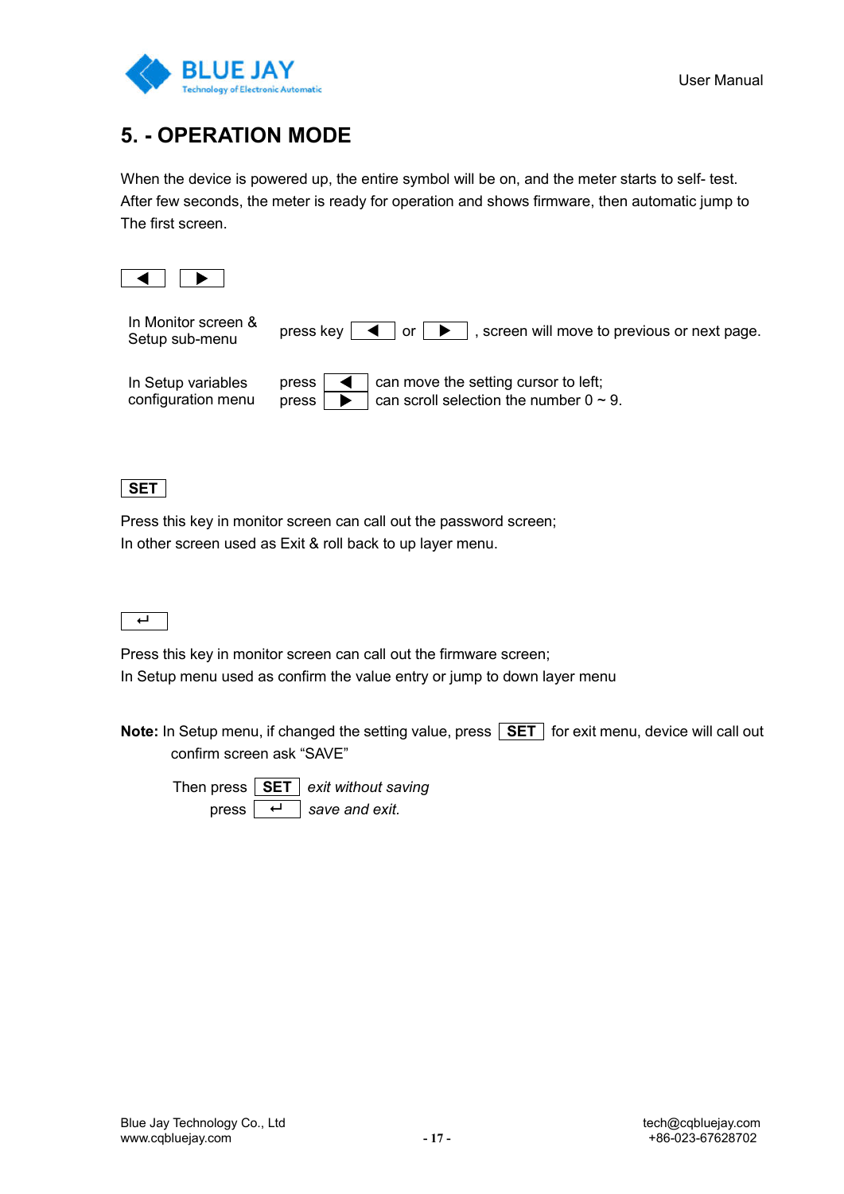# 5. - OPERATION MODE

When the device is powered up, the entire symbol will be on, and the meter starts to self- test. After few seconds, the meter is ready for operation and shows firmware, then automatic jump to The first screen.

◀ ▶

| | |
|---|---|
| In Monitor screen & Setup sub-menu | press key ◀ or ▶ , screen will move to previous or next page. |
| In Setup variables configuration menu | press ◀ can move the setting cursor to left;<br>press ▶ can scroll selection the number 0 ~ 9. |

**SET**

Press this key in monitor screen can call out the password screen;
In other screen used as Exit & roll back to up layer menu.

↵

Press this key in monitor screen can call out the firmware screen;
In Setup menu used as confirm the value entry or jump to down layer menu

**Note:** In Setup menu, if changed the setting value, press **SET** for exit menu, device will call out confirm screen ask "SAVE"

Then press **SET** *exit without saving*
press ↵ *save and exit.*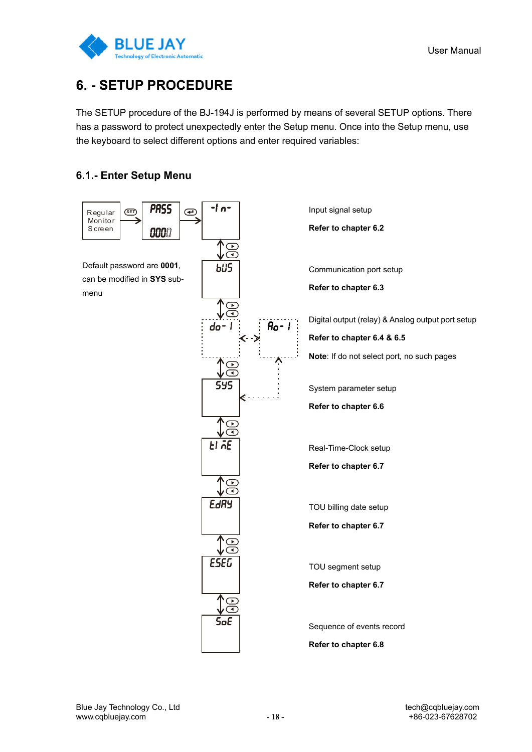# 6. - SETUP PROCEDURE

The SETUP procedure of the BJ-194J is performed by means of several SETUP options. There has a password to protect unexpectedly enter the Setup menu. Once into the Setup menu, use the keyboard to select different options and enter required variables:

## 6.1.- Enter Setup Menu

Regular Monitor Screen → (SET) → PASS 0000 → (↵) → -In-

Default password are **0001**, can be modified in **SYS** sub-menu

| Display | Description | Reference |
|---|---|---|
| -In- | Input signal setup | **Refer to chapter 6.2** |
| bUS | Communication port setup | **Refer to chapter 6.3** |
| do-1 / Ao-1 | Digital output (relay) & Analog output port setup | **Refer to chapter 6.4 & 6.5** |
| SYS | System parameter setup | **Refer to chapter 6.6** |
| tInE | Real-Time-Clock setup | **Refer to chapter 6.7** |
| EdAY | TOU billing date setup | **Refer to chapter 6.7** |
| ESEG | TOU segment setup | **Refer to chapter 6.7** |
| SoE | Sequence of events record | **Refer to chapter 6.8** |

**Note**: If do not select port, no such pages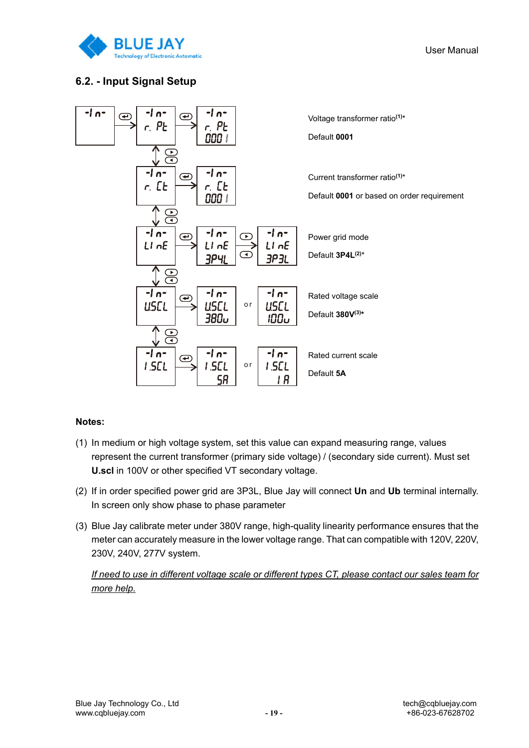## 6.2. - Input Signal Setup

Voltage transformer ratio[(1)]*

Default **0001**

Current transformer ratio[(1)]*

Default **0001** or based on order requirement

Power grid mode

Default **3P4L**[(2)]*

Rated voltage scale

Default **380V**[(3)]*

Rated current scale

Default **5A**

**Notes:**

(1) In medium or high voltage system, set this value can expand measuring range, values represent the current transformer (primary side voltage) / (secondary side current). Must set **U.scl** in 100V or other specified VT secondary voltage.

(2) If in order specified power grid are 3P3L, Blue Jay will connect **Un** and **Ub** terminal internally. In screen only show phase to phase parameter

(3) Blue Jay calibrate meter under 380V range, high-quality linearity performance ensures that the meter can accurately measure in the lower voltage range. That can compatible with 120V, 220V, 230V, 240V, 277V system.

*If need to use in different voltage scale or different types CT, please contact our sales team for more help.*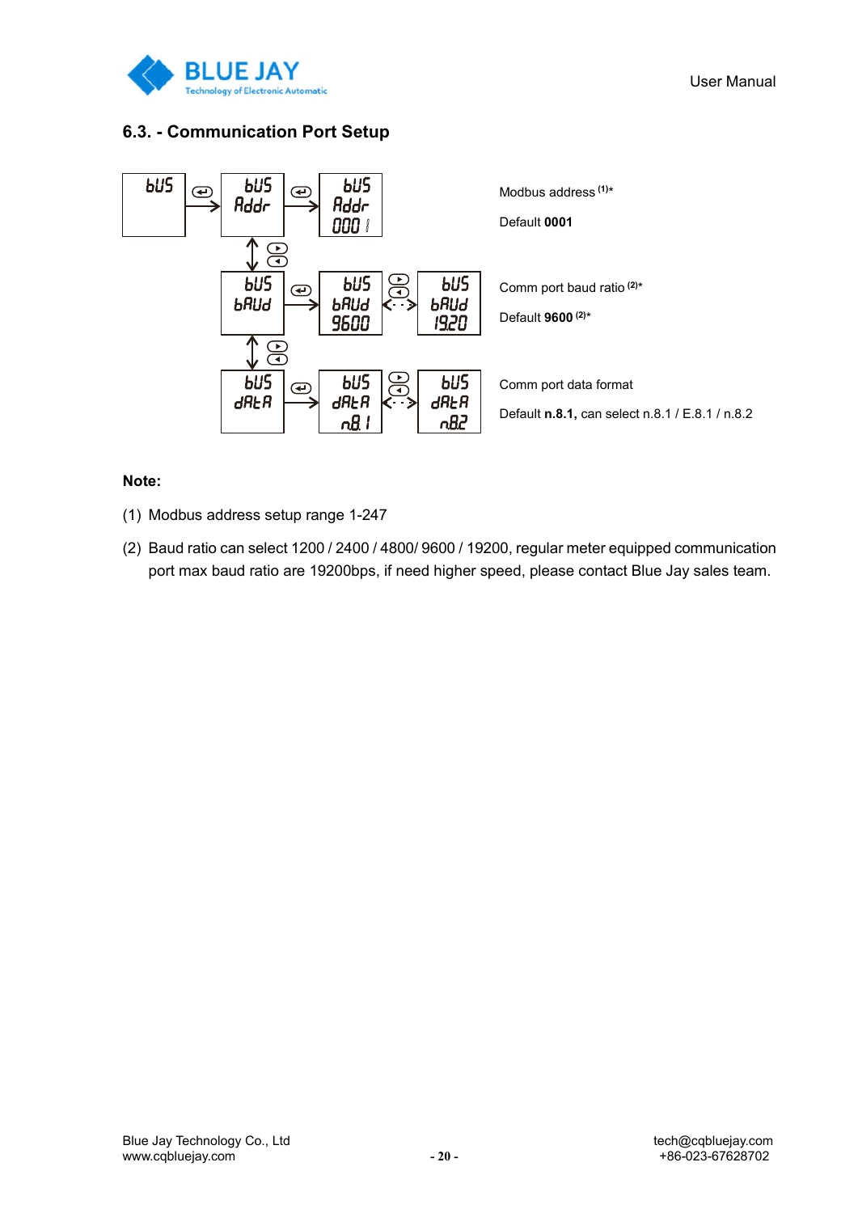## 6.3. - Communication Port Setup

| Display | | | Description |
|---|---|---|---|
| bUS → bUS Addr → bUS Addr 0001 | | | Modbus address [(1)*] Default **0001** |
| bUS bAUd → bUS bAUd 9600 ↔ bUS bAUd 1920 | | | Comm port baud ratio [(2)*] Default **9600** [(2)*] |
| bUS dAtA → bUS dAtA n.8.1 ↔ bUS dAtA n.8.2 | | | Comm port data format Default **n.8.1,** can select n.8.1 / E.8.1 / n.8.2 |

**Note:**

(1) Modbus address setup range 1-247

(2) Baud ratio can select 1200 / 2400 / 4800/ 9600 / 19200, regular meter equipped communication port max baud ratio are 19200bps, if need higher speed, please contact Blue Jay sales team.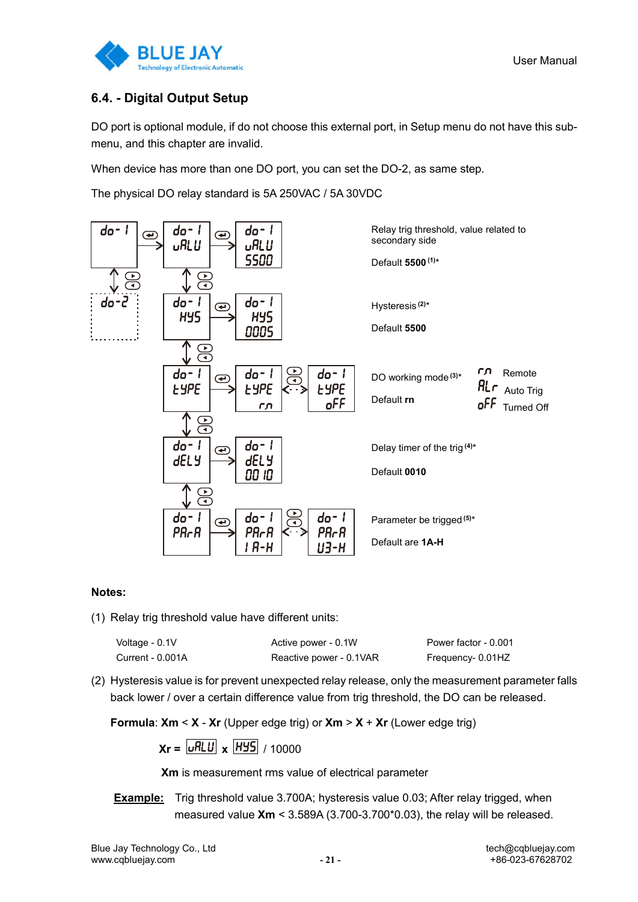## 6.4. - Digital Output Setup

DO port is optional module, if do not choose this external port, in Setup menu do not have this sub-menu, and this chapter are invalid.

When device has more than one DO port, you can set the DO-2, as same step.

The physical DO relay standard is 5A 250VAC / 5A 30VDC

| Display | Description |
|---|---|
| do-1 → do-1 VALU → do-1 VALU 5500 | Relay trig threshold, value related to secondary side. Default **5500** (1)* |
| do-1 HYS → do-1 HYS 0005 | Hysteresis (2)*. Default **5500** |
| do-1 TYPE → do-1 TYPE rn ↔ do-1 TYPE oFF | DO working mode (3)*. Default **rn**. rn: Remote; ALr: Auto Trig; oFF: Turned Off |
| do-1 DELY → do-1 DELY 0010 | Delay timer of the trig (4)*. Default **0010** |
| do-1 PARA → do-1 PARA 1A-H ↔ do-1 PARA U3-H | Parameter be trigged (5)*. Default are **1A-H** |

do-2 (optional)

**Notes:**

(1) Relay trig threshold value have different units:

| | | |
|---|---|---|
| Voltage - 0.1V | Active power - 0.1W | Power factor - 0.001 |
| Current - 0.001A | Reactive power - 0.1VAR | Frequency- 0.01HZ |

(2) Hysteresis value is for prevent unexpected relay release, only the measurement parameter falls back lower / over a certain difference value from trig threshold, the DO can be released.

**Formula**: **Xm** < **X** - **Xr** (Upper edge trig) or **Xm** > **X** + **Xr** (Lower edge trig)

**Xr =** VALU **x** HYS / 10000

**Xm** is measurement rms value of electrical parameter

**Example:** Trig threshold value 3.700A; hysteresis value 0.03; After relay trigged, when measured value **Xm** < 3.589A (3.700-3.700*0.03), the relay will be released.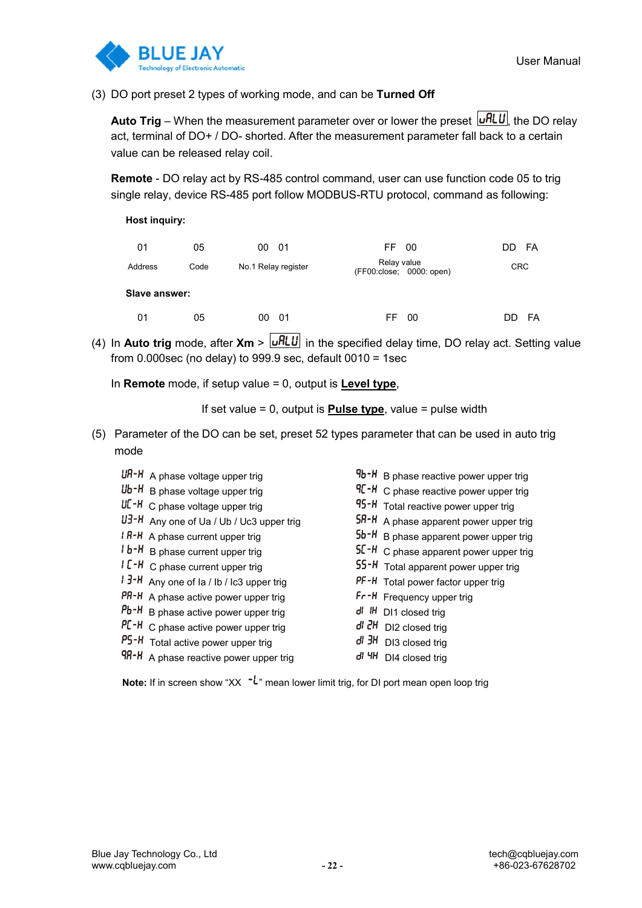(3) DO port preset 2 types of working mode, and can be **Turned Off**

**Auto Trig** – When the measurement parameter over or lower the preset vALU, the DO relay act, terminal of DO+ / DO- shorted. After the measurement parameter fall back to a certain value can be released relay coil.

**Remote** - DO relay act by RS-485 control command, user can use function code 05 to trig single relay, device RS-485 port follow MODBUS-RTU protocol, command as following:

**Host inquiry:**

| 01 | 05 | 00 01 | FF 00 | DD FA |
|---|---|---|---|---|
| Address | Code | No.1 Relay register | Relay value (FF00:close; 0000: open) | CRC |

**Slave answer:**

| 01 | 05 | 00 01 | FF 00 | DD FA |
|---|---|---|---|---|

(4) In **Auto trig** mode, after **Xm** > vALU in the specified delay time, DO relay act. Setting value from 0.000sec (no delay) to 999.9 sec, default 0010 = 1sec

In **Remote** mode, if setup value = 0, output is **Level type**,

If set value = 0, output is **Pulse type**, value = pulse width

(5) Parameter of the DO can be set, preset 52 types parameter that can be used in auto trig mode

- UA-H A phase voltage upper trig
- Ub-H B phase voltage upper trig
- UC-H C phase voltage upper trig
- U3-H Any one of Ua / Ub / Uc3 upper trig
- IA-H A phase current upper trig
- Ib-H B phase current upper trig
- IC-H C phase current upper trig
- I3-H Any one of Ia / Ib / Ic3 upper trig
- PA-H A phase active power upper trig
- Pb-H B phase active power upper trig
- PC-H C phase active power upper trig
- PS-H Total active power upper trig
- qA-H A phase reactive power upper trig
- qb-H B phase reactive power upper trig
- qC-H C phase reactive power upper trig
- qS-H Total reactive power upper trig
- SA-H A phase apparent power upper trig
- Sb-H B phase apparent power upper trig
- SC-H C phase apparent power upper trig
- SS-H Total apparent power upper trig
- PF-H Total power factor upper trig
- Fr-H Frequency upper trig
- dI 1H DI1 closed trig
- dI 2H DI2 closed trig
- dI 3H DI3 closed trig
- dI 4H DI4 closed trig

**Note:** If in screen show "XX -L" mean lower limit trig, for DI port mean open loop trig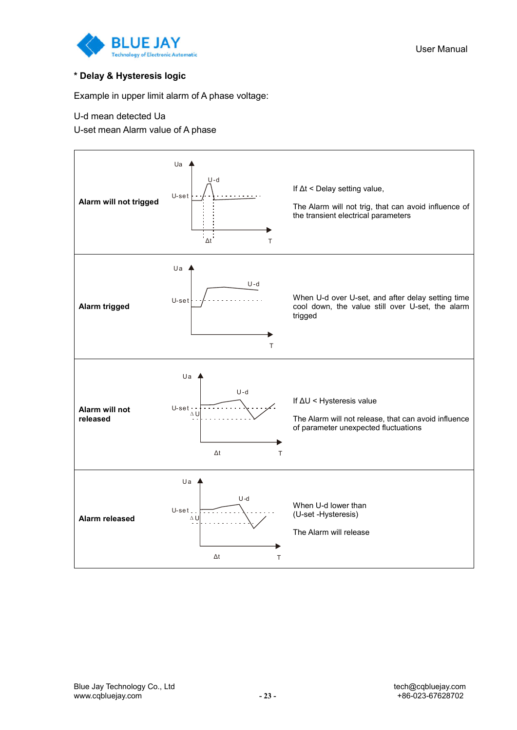**\* Delay & Hysteresis logic**

Example in upper limit alarm of A phase voltage:

U-d mean detected Ua
U-set mean Alarm value of A phase

| | | |
|---|---|---|
| **Alarm will not trigged** | | If Δt < Delay setting value,<br><br>The Alarm will not trig, that can avoid influence of the transient electrical parameters |
| **Alarm trigged** | | When U-d over U-set, and after delay setting time cool down, the value still over U-set, the alarm trigged |
| **Alarm will not released** | | If ΔU < Hysteresis value<br><br>The Alarm will not release, that can avoid influence of parameter unexpected fluctuations |
| **Alarm released** | | When U-d lower than (U-set -Hysteresis)<br><br>The Alarm will release |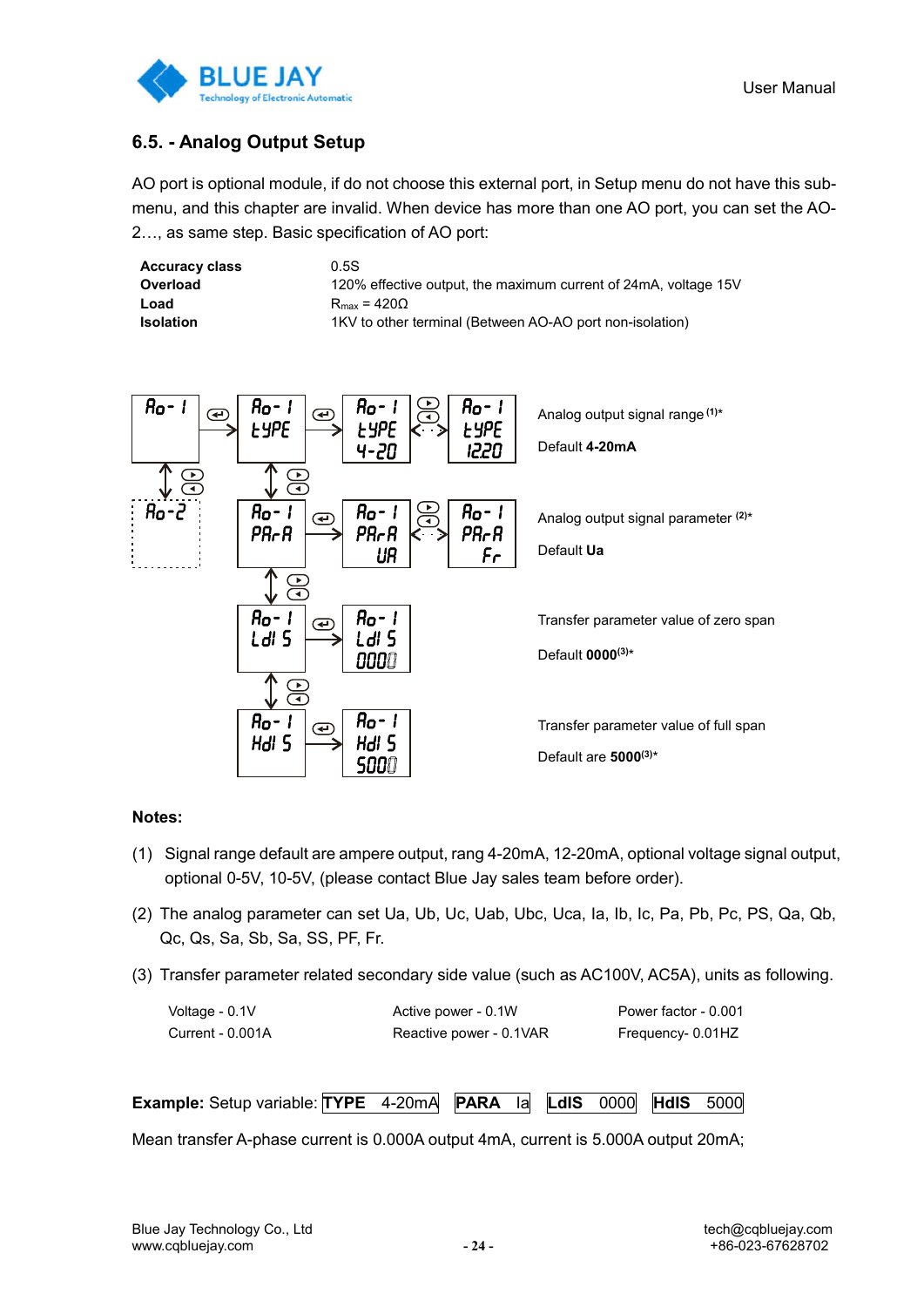## 6.5. - Analog Output Setup

AO port is optional module, if do not choose this external port, in Setup menu do not have this sub-menu, and this chapter are invalid. When device has more than one AO port, you can set the AO-2…, as same step. Basic specification of AO port:

| | |
|---|---|
| **Accuracy class** | 0.5S |
| **Overload** | 120% effective output, the maximum current of 24mA, voltage 15V |
| **Load** | $R_{max}$ = 420Ω |
| **Isolation** | 1KV to other terminal (Between AO-AO port non-isolation) |

Analog output signal range (1)*

Default **4-20mA**

Analog output signal parameter (2)*

Default **Ua**

Transfer parameter value of zero span

Default **0000**(3)*

Transfer parameter value of full span

Default are **5000**(3)*

**Notes:**

(1) Signal range default are ampere output, rang 4-20mA, 12-20mA, optional voltage signal output, optional 0-5V, 10-5V, (please contact Blue Jay sales team before order).

(2) The analog parameter can set Ua, Ub, Uc, Uab, Ubc, Uca, Ia, Ib, Ic, Pa, Pb, Pc, PS, Qa, Qb, Qc, Qs, Sa, Sb, Sa, SS, PF, Fr.

(3) Transfer parameter related secondary side value (such as AC100V, AC5A), units as following.

| | | |
|---|---|---|
| Voltage - 0.1V | Active power - 0.1W | Power factor - 0.001 |
| Current - 0.001A | Reactive power - 0.1VAR | Frequency- 0.01HZ |

**Example:** Setup variable: **TYPE** 4-20mA **PARA** Ia **LdIS** 0000 **HdIS** 5000

Mean transfer A-phase current is 0.000A output 4mA, current is 5.000A output 20mA;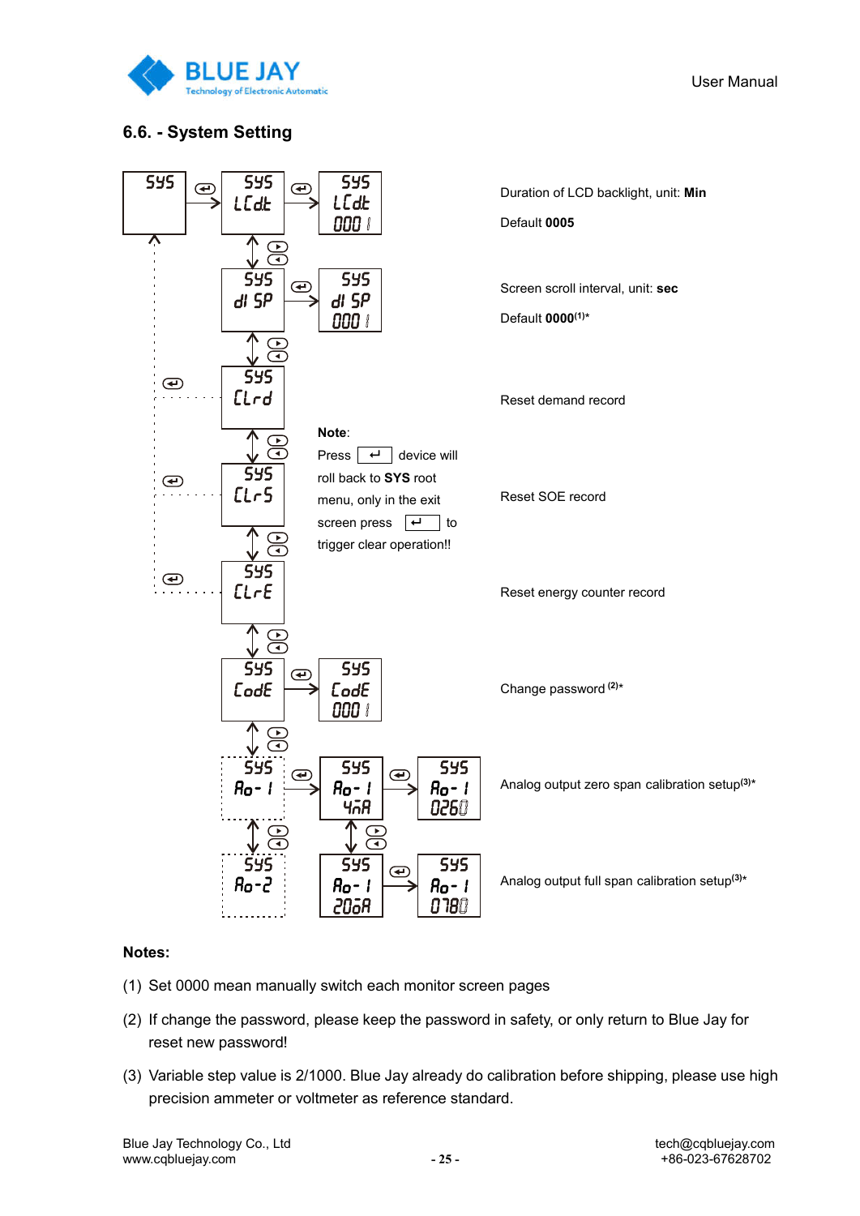## 6.6. - System Setting

| Display | Description |
| --- | --- |
| SYS LCdt 0001 | Duration of LCD backlight, unit: **Min**<br>Default **0005** |
| SYS dISP 0001 | Screen scroll interval, unit: **sec**<br>Default **0000**(1)* |
| SYS CLrd | Reset demand record |
| SYS CLrS | Reset SOE record |
| SYS CLrE | Reset energy counter record |
| SYS CodE 0001 | Change password (2)* |
| SYS Ao-1 4mA 0260 | Analog output zero span calibration setup(3)* |
| SYS Ao-1 20mA 0780 | Analog output full span calibration setup(3)* |
| SYS Ao-2 | |

**Note**:

Press ↵ device will roll back to **SYS** root menu, only in the exit screen press ↵ to trigger clear operation!!

**Notes:**

(1) Set 0000 mean manually switch each monitor screen pages

(2) If change the password, please keep the password in safety, or only return to Blue Jay for reset new password!

(3) Variable step value is 2/1000. Blue Jay already do calibration before shipping, please use high precision ammeter or voltmeter as reference standard.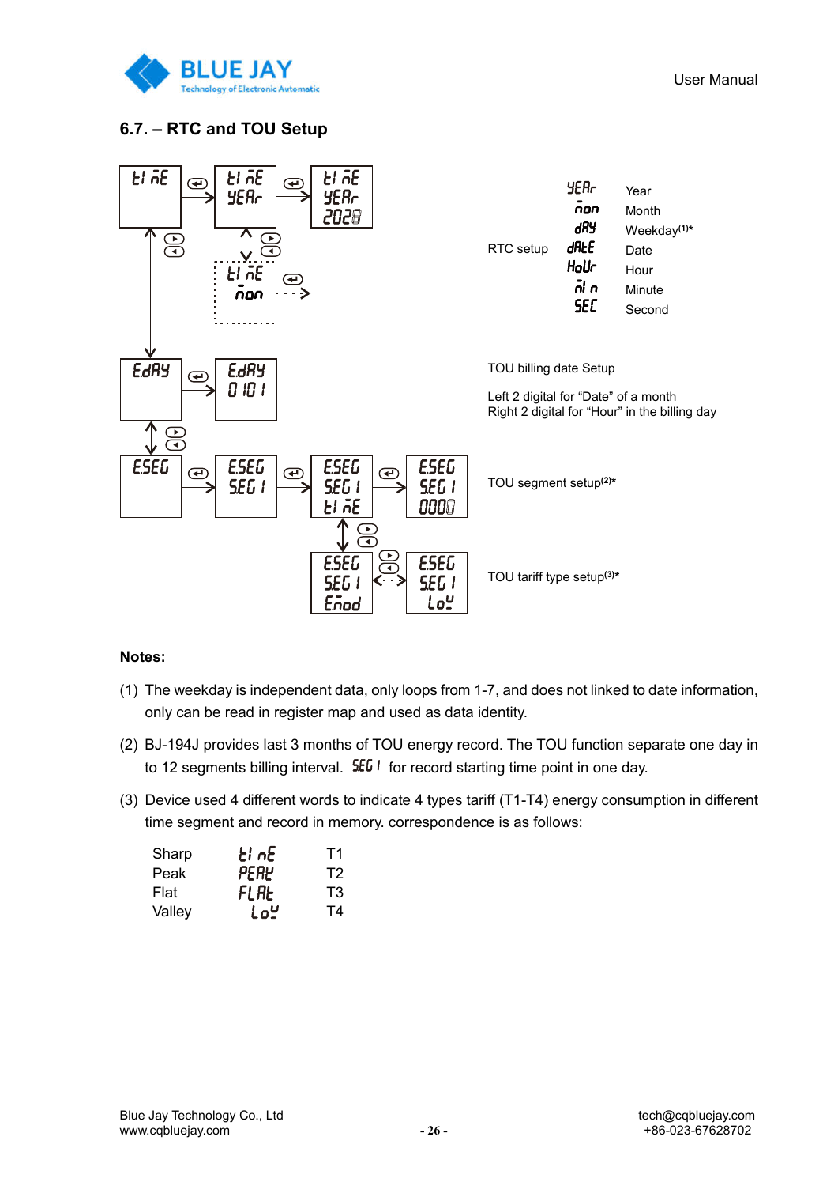## 6.7. – RTC and TOU Setup

RTC setup

| | |
|---|---|
| YEAr | Year |
| non | Month |
| dAY | Weekday(1)* |
| dAtE | Date |
| HoUr | Hour |
| nl n | Minute |
| SEC | Second |

TOU billing date Setup

Left 2 digital for “Date” of a month
Right 2 digital for “Hour” in the billing day

TOU segment setup(2)*

TOU tariff type setup(3)*

**Notes:**

(1) The weekday is independent data, only loops from 1-7, and does not linked to date information, only can be read in register map and used as data identity.

(2) BJ-194J provides last 3 months of TOU energy record. The TOU function separate one day in to 12 segments billing interval. SEG I for record starting time point in one day.

(3) Device used 4 different words to indicate 4 types tariff (T1-T4) energy consumption in different time segment and record in memory. correspondence is as follows:

| | | |
|---|---|---|
| Sharp | tI nE | T1 |
| Peak | PEAK | T2 |
| Flat | FLAt | T3 |
| Valley | LoU | T4 |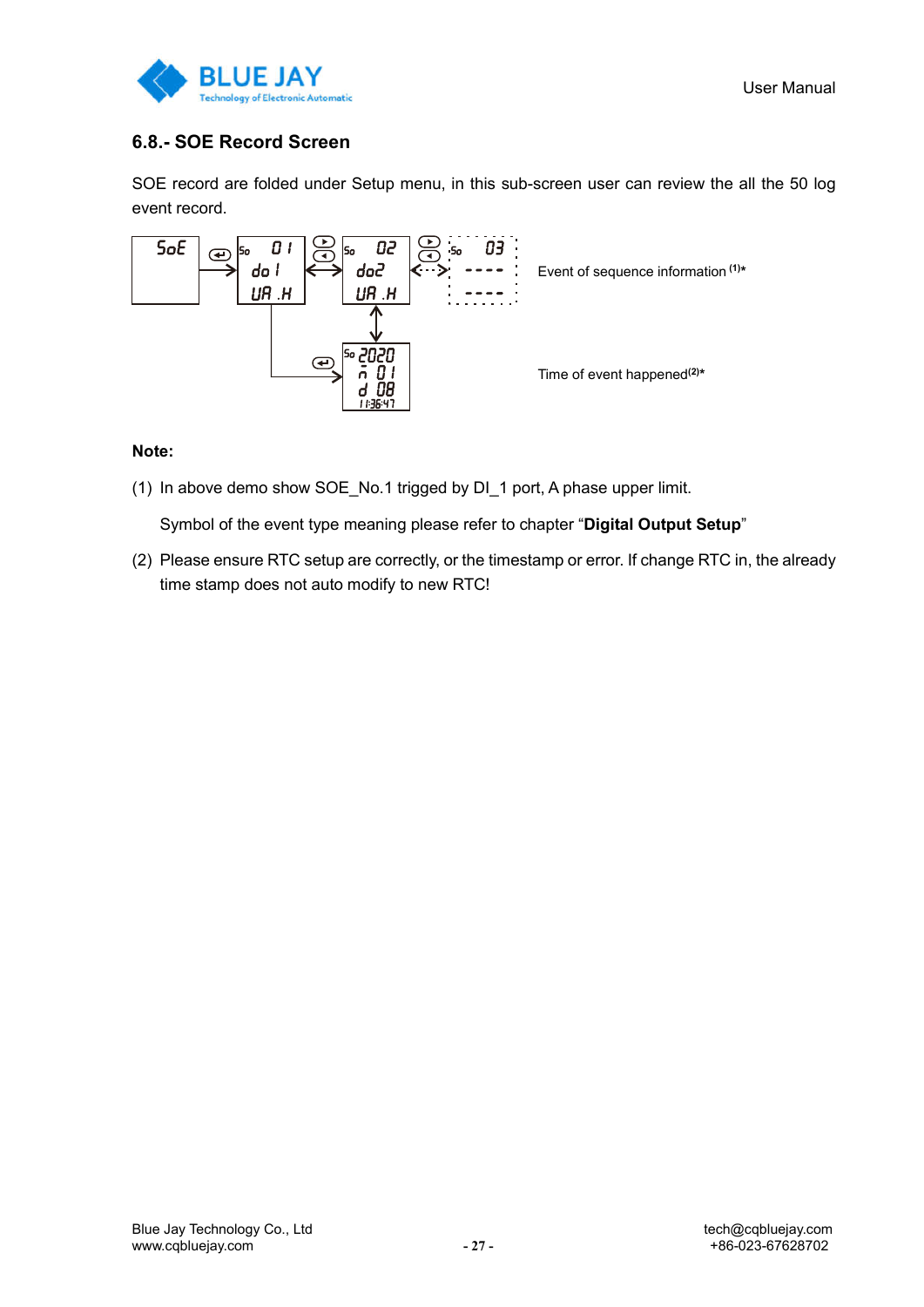### 6.8.- SOE Record Screen

SOE record are folded under Setup menu, in this sub-screen user can review the all the 50 log event record.

Event of sequence information (1)*

Time of event happened(2)*

**Note:**

(1) In above demo show SOE_No.1 trigged by DI_1 port, A phase upper limit.

Symbol of the event type meaning please refer to chapter “**Digital Output Setup**”

(2) Please ensure RTC setup are correctly, or the timestamp or error. If change RTC in, the already time stamp does not auto modify to new RTC!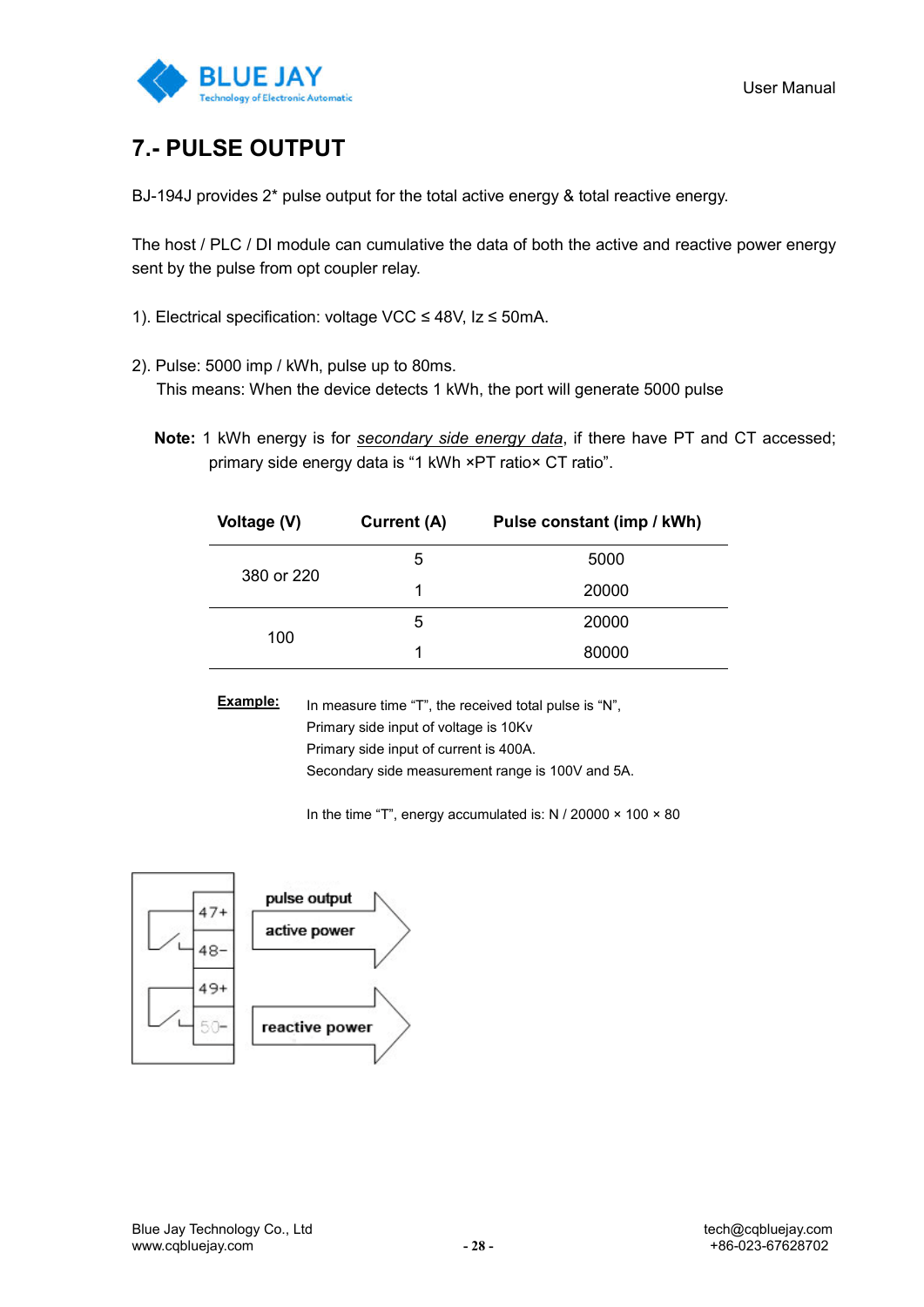# 7.- PULSE OUTPUT

BJ-194J provides 2* pulse output for the total active energy & total reactive energy.

The host / PLC / DI module can cumulative the data of both the active and reactive power energy sent by the pulse from opt coupler relay.

1). Electrical specification: voltage VCC ≤ 48V, Iz ≤ 50mA.

2). Pulse: 5000 imp / kWh, pulse up to 80ms.
This means: When the device detects 1 kWh, the port will generate 5000 pulse

**Note:** 1 kWh energy is for *secondary side energy data*, if there have PT and CT accessed; primary side energy data is "1 kWh ×PT ratio× CT ratio".

| Voltage (V) | Current (A) | Pulse constant (imp / kWh) |
|---|---|---|
| 380 or 220 | 5 | 5000 |
| | 1 | 20000 |
| 100 | 5 | 20000 |
| | 1 | 80000 |

**Example:** In measure time "T", the received total pulse is "N",
Primary side input of voltage is 10Kv
Primary side input of current is 400A.
Secondary side measurement range is 100V and 5A.

In the time "T", energy accumulated is: N / 20000 × 100 × 80

47+ 48− pulse output active power

49+ 50− reactive power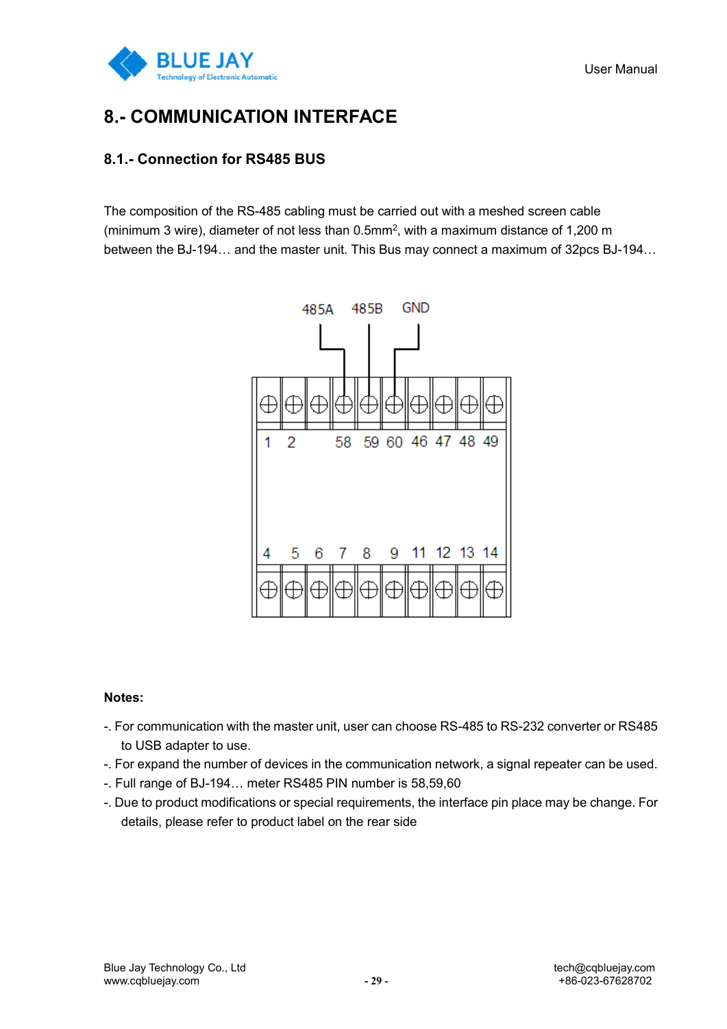# 8.- COMMUNICATION INTERFACE

## 8.1.- Connection for RS485 BUS

The composition of the RS-485 cabling must be carried out with a meshed screen cable (minimum 3 wire), diameter of not less than 0.5mm$^2$, with a maximum distance of 1,200 m between the BJ-194… and the master unit. This Bus may connect a maximum of 32pcs BJ-194…

**Notes:**

-. For communication with the master unit, user can choose RS-485 to RS-232 converter or RS485 to USB adapter to use.

-. For expand the number of devices in the communication network, a signal repeater can be used.

-. Full range of BJ-194… meter RS485 PIN number is 58,59,60

-. Due to product modifications or special requirements, the interface pin place may be change. For details, please refer to product label on the rear side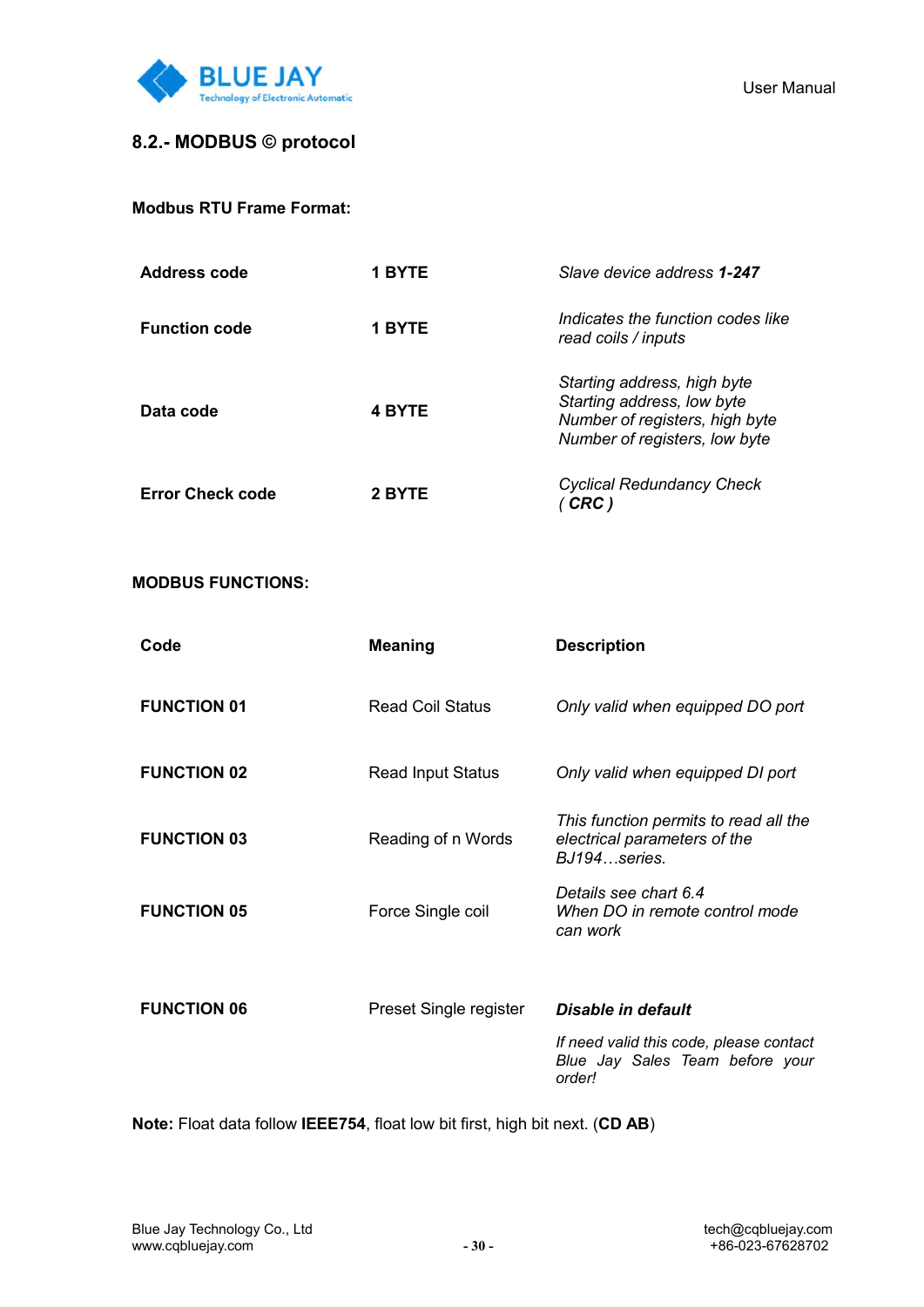## 8.2.- MODBUS © protocol

**Modbus RTU Frame Format:**

| | | |
|---|---|---|
| **Address code** | **1 BYTE** | *Slave device address **1-247*** |
| **Function code** | **1 BYTE** | *Indicates the function codes like read coils / inputs* |
| **Data code** | **4 BYTE** | *Starting address, high byte*<br>*Starting address, low byte*<br>*Number of registers, high byte*<br>*Number of registers, low byte* |
| **Error Check code** | **2 BYTE** | *Cyclical Redundancy Check ( **CRC** )* |

**MODBUS FUNCTIONS:**

| **Code** | **Meaning** | **Description** |
|---|---|---|
| **FUNCTION 01** | Read Coil Status | *Only valid when equipped DO port* |
| **FUNCTION 02** | Read Input Status | *Only valid when equipped DI port* |
| **FUNCTION 03** | Reading of n Words | *This function permits to read all the electrical parameters of the BJ194…series.* |
| **FUNCTION 05** | Force Single coil | *Details see chart 6.4*<br>*When DO in remote control mode can work* |
| **FUNCTION 06** | Preset Single register | ***Disable in default***<br>*If need valid this code, please contact Blue Jay Sales Team before your order!* |

**Note:** Float data follow **IEEE754**, float low bit first, high bit next. (**CD AB**)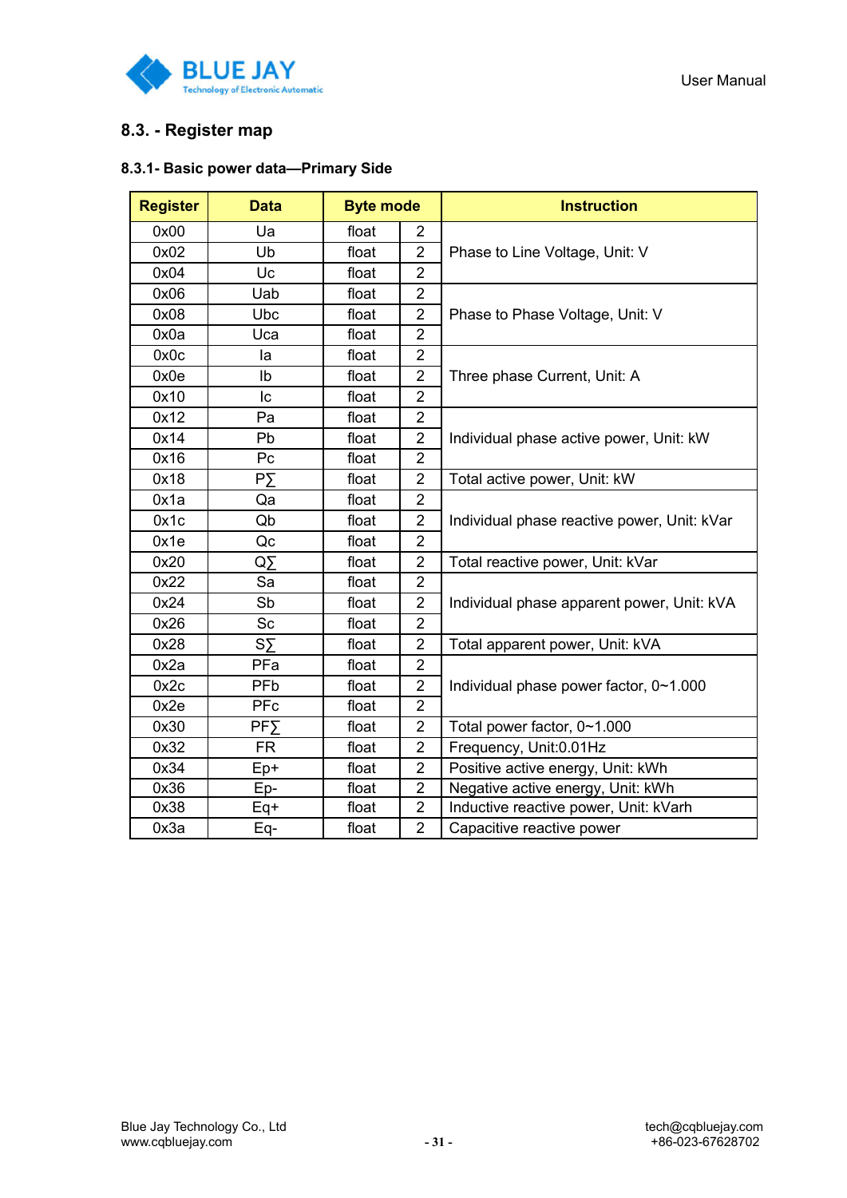## 8.3. - Register map

### 8.3.1- Basic power data—Primary Side

| Register | Data | Byte mode | | Instruction |
|---|---|---|---|---|
| 0x00 | Ua | float | 2 | Phase to Line Voltage, Unit: V |
| 0x02 | Ub | float | 2 | |
| 0x04 | Uc | float | 2 | |
| 0x06 | Uab | float | 2 | Phase to Phase Voltage, Unit: V |
| 0x08 | Ubc | float | 2 | |
| 0x0a | Uca | float | 2 | |
| 0x0c | Ia | float | 2 | Three phase Current, Unit: A |
| 0x0e | Ib | float | 2 | |
| 0x10 | Ic | float | 2 | |
| 0x12 | Pa | float | 2 | Individual phase active power, Unit: kW |
| 0x14 | Pb | float | 2 | |
| 0x16 | Pc | float | 2 | |
| 0x18 | P∑ | float | 2 | Total active power, Unit: kW |
| 0x1a | Qa | float | 2 | Individual phase reactive power, Unit: kVar |
| 0x1c | Qb | float | 2 | |
| 0x1e | Qc | float | 2 | |
| 0x20 | Q∑ | float | 2 | Total reactive power, Unit: kVar |
| 0x22 | Sa | float | 2 | Individual phase apparent power, Unit: kVA |
| 0x24 | Sb | float | 2 | |
| 0x26 | Sc | float | 2 | |
| 0x28 | S∑ | float | 2 | Total apparent power, Unit: kVA |
| 0x2a | PFa | float | 2 | Individual phase power factor, 0~1.000 |
| 0x2c | PFb | float | 2 | |
| 0x2e | PFc | float | 2 | |
| 0x30 | PF∑ | float | 2 | Total power factor, 0~1.000 |
| 0x32 | FR | float | 2 | Frequency, Unit:0.01Hz |
| 0x34 | Ep+ | float | 2 | Positive active energy, Unit: kWh |
| 0x36 | Ep- | float | 2 | Negative active energy, Unit: kWh |
| 0x38 | Eq+ | float | 2 | Inductive reactive power, Unit: kVarh |
| 0x3a | Eq- | float | 2 | Capacitive reactive power |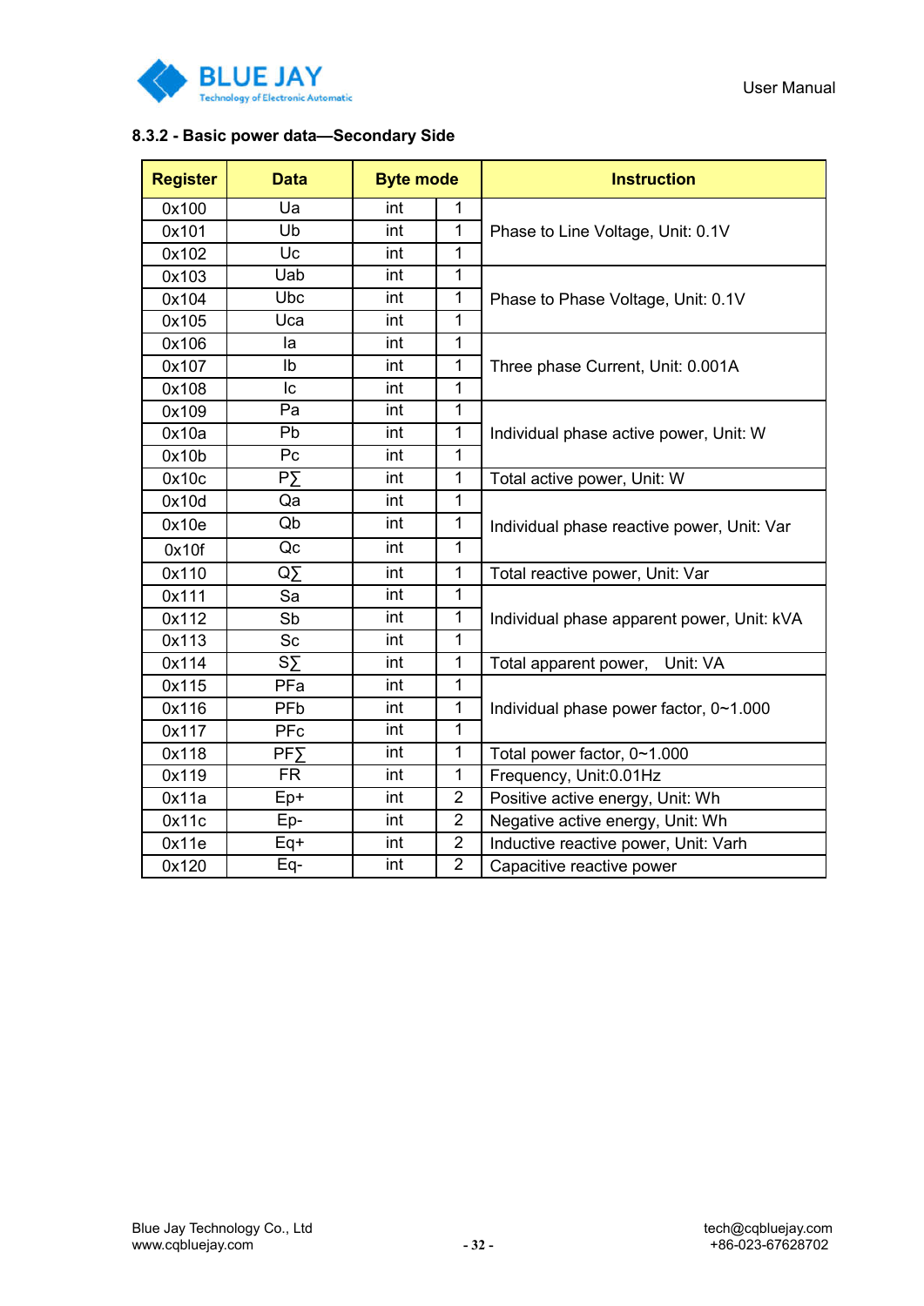#### 8.3.2 - Basic power data—Secondary Side

| Register | Data | Byte mode | | Instruction |
|---|---|---|---|---|
| 0x100 | Ua | int | 1 | Phase to Line Voltage, Unit: 0.1V |
| 0x101 | Ub | int | 1 | |
| 0x102 | Uc | int | 1 | |
| 0x103 | Uab | int | 1 | Phase to Phase Voltage, Unit: 0.1V |
| 0x104 | Ubc | int | 1 | |
| 0x105 | Uca | int | 1 | |
| 0x106 | Ia | int | 1 | Three phase Current, Unit: 0.001A |
| 0x107 | Ib | int | 1 | |
| 0x108 | Ic | int | 1 | |
| 0x109 | Pa | int | 1 | Individual phase active power, Unit: W |
| 0x10a | Pb | int | 1 | |
| 0x10b | Pc | int | 1 | |
| 0x10c | P∑ | int | 1 | Total active power, Unit: W |
| 0x10d | Qa | int | 1 | Individual phase reactive power, Unit: Var |
| 0x10e | Qb | int | 1 | |
| 0x10f | Qc | int | 1 | |
| 0x110 | Q∑ | int | 1 | Total reactive power, Unit: Var |
| 0x111 | Sa | int | 1 | Individual phase apparent power, Unit: kVA |
| 0x112 | Sb | int | 1 | |
| 0x113 | Sc | int | 1 | |
| 0x114 | S∑ | int | 1 | Total apparent power,    Unit: VA |
| 0x115 | PFa | int | 1 | Individual phase power factor, 0~1.000 |
| 0x116 | PFb | int | 1 | |
| 0x117 | PFc | int | 1 | |
| 0x118 | PF∑ | int | 1 | Total power factor, 0~1.000 |
| 0x119 | FR | int | 1 | Frequency, Unit:0.01Hz |
| 0x11a | Ep+ | int | 2 | Positive active energy, Unit: Wh |
| 0x11c | Ep- | int | 2 | Negative active energy, Unit: Wh |
| 0x11e | Eq+ | int | 2 | Inductive reactive power, Unit: Varh |
| 0x120 | Eq- | int | 2 | Capacitive reactive power |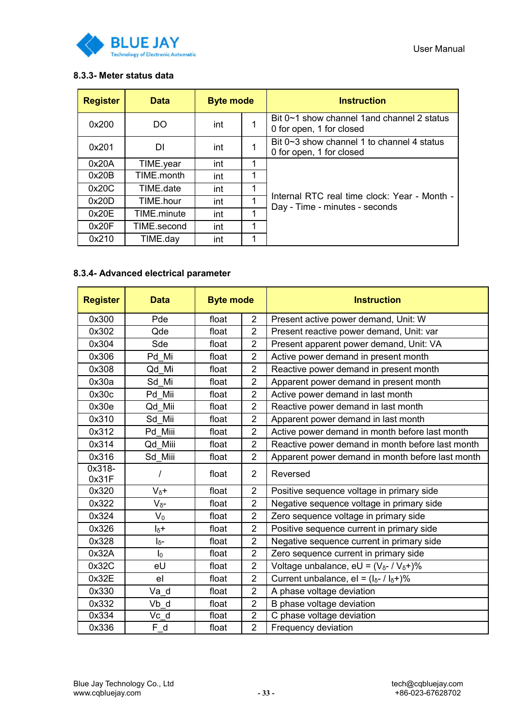### 8.3.3- Meter status data

| Register | Data | Byte mode | | Instruction |
|---|---|---|---|---|
| 0x200 | DO | int | 1 | Bit 0~1 show channel 1and channel 2 status<br>0 for open, 1 for closed |
| 0x201 | DI | int | 1 | Bit 0~3 show channel 1 to channel 4 status<br>0 for open, 1 for closed |
| 0x20A | TIME.year | int | 1 | Internal RTC real time clock: Year - Month - Day - Time - minutes - seconds |
| 0x20B | TIME.month | int | 1 | |
| 0x20C | TIME.date | int | 1 | |
| 0x20D | TIME.hour | int | 1 | |
| 0x20E | TIME.minute | int | 1 | |
| 0x20F | TIME.second | int | 1 | |
| 0x210 | TIME.day | int | 1 | |

### 8.3.4- Advanced electrical parameter

| Register | Data | Byte mode | | Instruction |
|---|---|---|---|---|
| 0x300 | Pde | float | 2 | Present active power demand, Unit: W |
| 0x302 | Qde | float | 2 | Present reactive power demand, Unit: var |
| 0x304 | Sde | float | 2 | Present apparent power demand, Unit: VA |
| 0x306 | Pd_Mi | float | 2 | Active power demand in present month |
| 0x308 | Qd_Mi | float | 2 | Reactive power demand in present month |
| 0x30a | Sd_Mi | float | 2 | Apparent power demand in present month |
| 0x30c | Pd_Mii | float | 2 | Active power demand in last month |
| 0x30e | Qd_Mii | float | 2 | Reactive power demand in last month |
| 0x310 | Sd_Mii | float | 2 | Apparent power demand in last month |
| 0x312 | Pd_Miii | float | 2 | Active power demand in month before last month |
| 0x314 | Qd_Miii | float | 2 | Reactive power demand in month before last month |
| 0x316 | Sd_Miii | float | 2 | Apparent power demand in month before last month |
| 0x318-0x31F | / | float | 2 | Reversed |
| 0x320 | $V_{\delta}+$ | float | 2 | Positive sequence voltage in primary side |
| 0x322 | $V_{\delta}-$ | float | 2 | Negative sequence voltage in primary side |
| 0x324 | $V_0$ | float | 2 | Zero sequence voltage in primary side |
| 0x326 | $I_{\delta}+$ | float | 2 | Positive sequence current in primary side |
| 0x328 | $I_{\delta}-$ | float | 2 | Negative sequence current in primary side |
| 0x32A | $I_0$ | float | 2 | Zero sequence current in primary side |
| 0x32C | eU | float | 2 | Voltage unbalance, eU = ($V_{\delta}-$ / $V_{\delta}+$)% |
| 0x32E | eI | float | 2 | Current unbalance, eI = ($I_{\delta}-$ / $I_{\delta}+$)% |
| 0x330 | Va_d | float | 2 | A phase voltage deviation |
| 0x332 | Vb_d | float | 2 | B phase voltage deviation |
| 0x334 | Vc_d | float | 2 | C phase voltage deviation |
| 0x336 | F_d | float | 2 | Frequency deviation |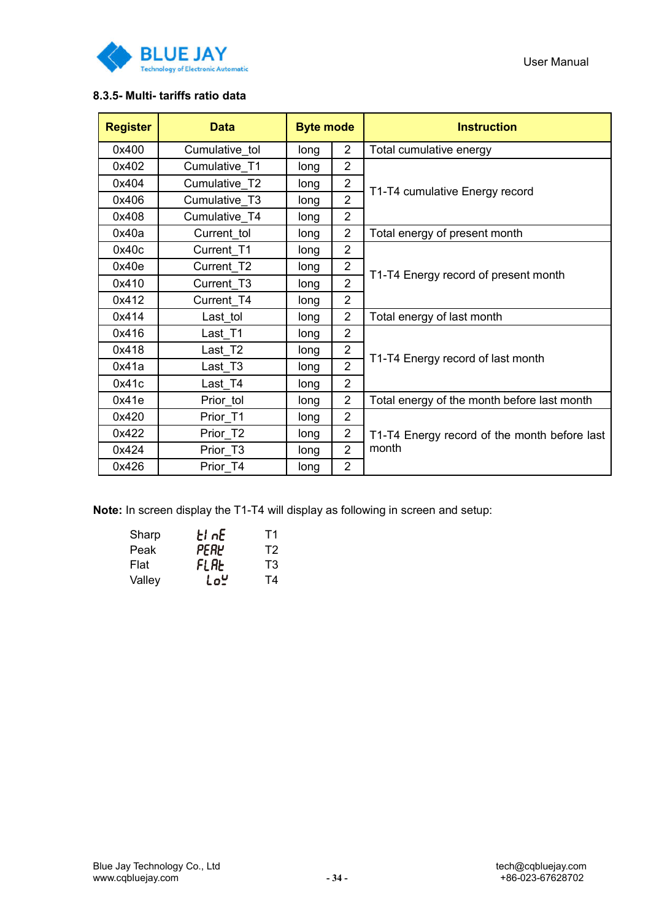### 8.3.5- Multi- tariffs ratio data

| Register | Data | Byte mode | | Instruction |
|---|---|---|---|---|
| 0x400 | Cumulative_tol | long | 2 | Total cumulative energy |
| 0x402 | Cumulative_T1 | long | 2 | T1-T4 cumulative Energy record |
| 0x404 | Cumulative_T2 | long | 2 | |
| 0x406 | Cumulative_T3 | long | 2 | |
| 0x408 | Cumulative_T4 | long | 2 | |
| 0x40a | Current_tol | long | 2 | Total energy of present month |
| 0x40c | Current_T1 | long | 2 | T1-T4 Energy record of present month |
| 0x40e | Current_T2 | long | 2 | |
| 0x410 | Current_T3 | long | 2 | |
| 0x412 | Current_T4 | long | 2 | |
| 0x414 | Last_tol | long | 2 | Total energy of last month |
| 0x416 | Last_T1 | long | 2 | T1-T4 Energy record of last month |
| 0x418 | Last_T2 | long | 2 | |
| 0x41a | Last_T3 | long | 2 | |
| 0x41c | Last_T4 | long | 2 | |
| 0x41e | Prior_tol | long | 2 | Total energy of the month before last month |
| 0x420 | Prior_T1 | long | 2 | T1-T4 Energy record of the month before last month |
| 0x422 | Prior_T2 | long | 2 | |
| 0x424 | Prior_T3 | long | 2 | |
| 0x426 | Prior_T4 | long | 2 | |

**Note:** In screen display the T1-T4 will display as following in screen and setup:

| | | |
|---|---|---|
| Sharp | tInE | T1 |
| Peak | PEAK | T2 |
| Flat | FLAt | T3 |
| Valley | LoW | T4 |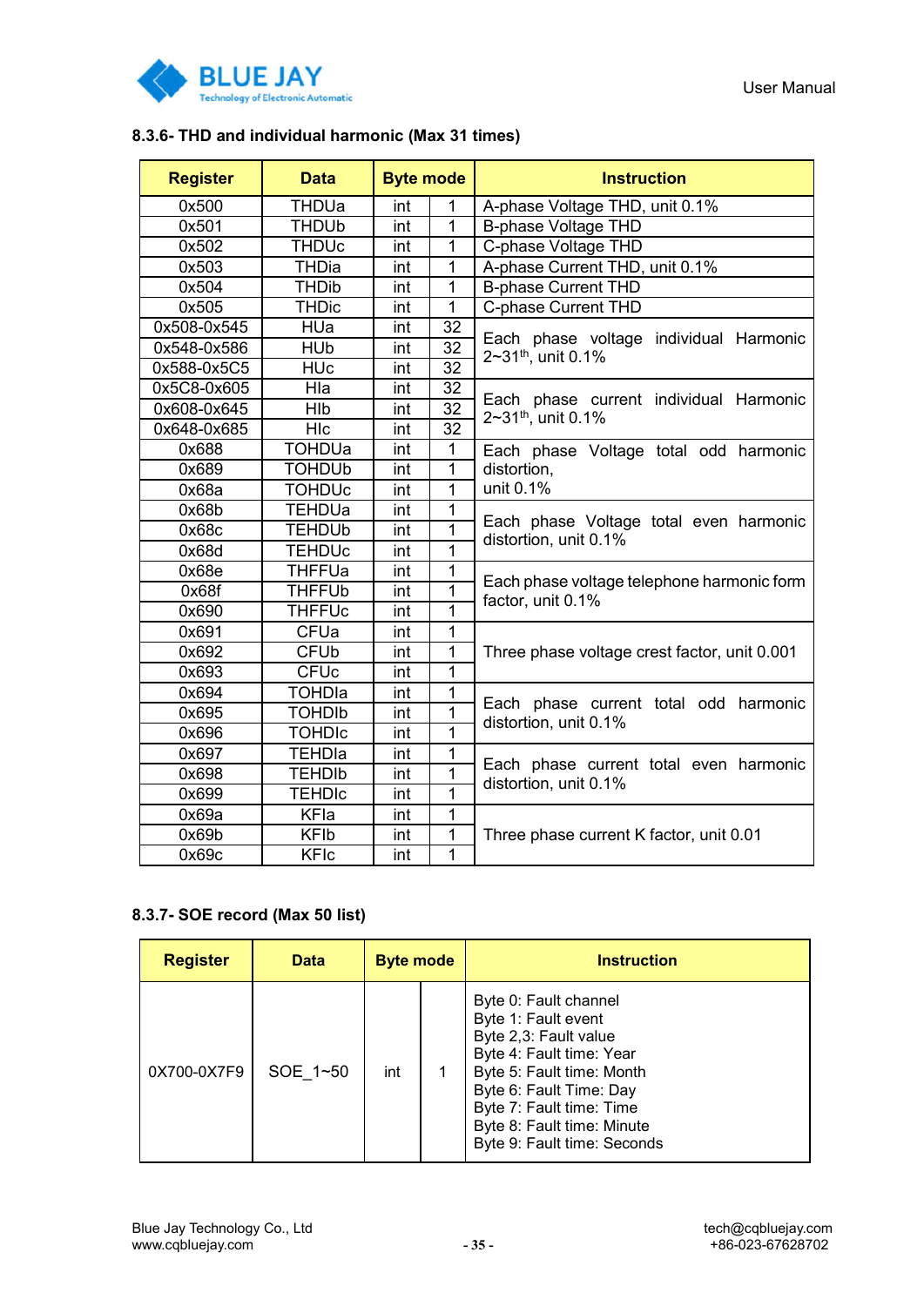### 8.3.6- THD and individual harmonic (Max 31 times)

| Register | Data | Byte mode | | Instruction |
|---|---|---|---|---|
| 0x500 | THDUa | int | 1 | A-phase Voltage THD, unit 0.1% |
| 0x501 | THDUb | int | 1 | B-phase Voltage THD |
| 0x502 | THDUc | int | 1 | C-phase Voltage THD |
| 0x503 | THDia | int | 1 | A-phase Current THD, unit 0.1% |
| 0x504 | THDib | int | 1 | B-phase Current THD |
| 0x505 | THDic | int | 1 | C-phase Current THD |
| 0x508-0x545 | HUa | int | 32 | Each phase voltage individual Harmonic 2~31th, unit 0.1% |
| 0x548-0x586 | HUb | int | 32 | |
| 0x588-0x5C5 | HUc | int | 32 | |
| 0x5C8-0x605 | HIa | int | 32 | Each phase current individual Harmonic 2~31th, unit 0.1% |
| 0x608-0x645 | HIb | int | 32 | |
| 0x648-0x685 | HIc | int | 32 | |
| 0x688 | TOHDUa | int | 1 | Each phase Voltage total odd harmonic distortion, unit 0.1% |
| 0x689 | TOHDUb | int | 1 | |
| 0x68a | TOHDUc | int | 1 | |
| 0x68b | TEHDUa | int | 1 | Each phase Voltage total even harmonic distortion, unit 0.1% |
| 0x68c | TEHDUb | int | 1 | |
| 0x68d | TEHDUc | int | 1 | |
| 0x68e | THFFUa | int | 1 | Each phase voltage telephone harmonic form factor, unit 0.1% |
| 0x68f | THFFUb | int | 1 | |
| 0x690 | THFFUc | int | 1 | |
| 0x691 | CFUa | int | 1 | Three phase voltage crest factor, unit 0.001 |
| 0x692 | CFUb | int | 1 | |
| 0x693 | CFUc | int | 1 | |
| 0x694 | TOHDIa | int | 1 | Each phase current total odd harmonic distortion, unit 0.1% |
| 0x695 | TOHDIb | int | 1 | |
| 0x696 | TOHDIc | int | 1 | |
| 0x697 | TEHDIa | int | 1 | Each phase current total even harmonic distortion, unit 0.1% |
| 0x698 | TEHDIb | int | 1 | |
| 0x699 | TEHDIc | int | 1 | |
| 0x69a | KFIa | int | 1 | Three phase current K factor, unit 0.01 |
| 0x69b | KFIb | int | 1 | |
| 0x69c | KFIc | int | 1 | |

### 8.3.7- SOE record (Max 50 list)

| Register | Data | Byte mode | | Instruction |
|---|---|---|---|---|
| 0X700-0X7F9 | SOE_1~50 | int | 1 | Byte 0: Fault channel<br>Byte 1: Fault event<br>Byte 2,3: Fault value<br>Byte 4: Fault time: Year<br>Byte 5: Fault time: Month<br>Byte 6: Fault Time: Day<br>Byte 7: Fault time: Time<br>Byte 8: Fault time: Minute<br>Byte 9: Fault time: Seconds |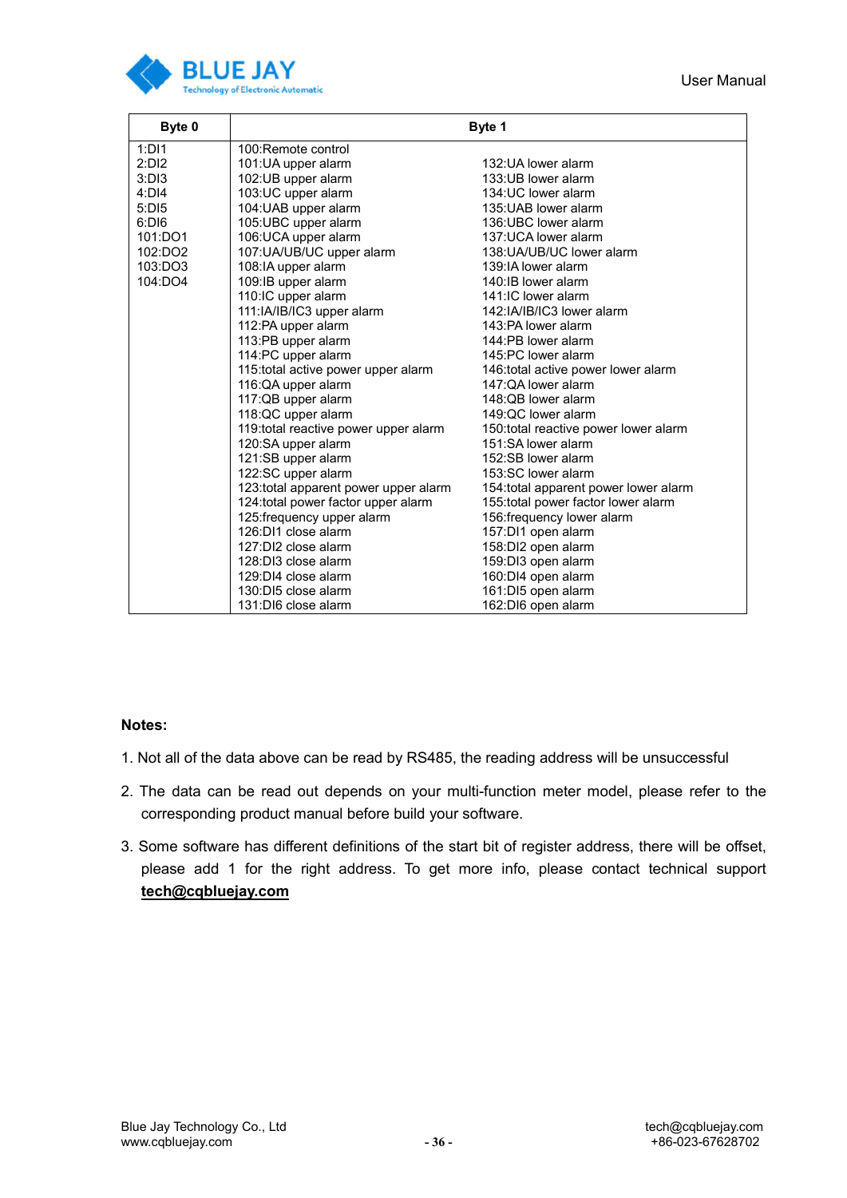| Byte 0 | Byte 1 | |
|---|---|---|
| 1:DI1 | 100:Remote control | |
| 2:DI2 | 101:UA upper alarm | 132:UA lower alarm |
| 3:DI3 | 102:UB upper alarm | 133:UB lower alarm |
| 4:DI4 | 103:UC upper alarm | 134:UC lower alarm |
| 5:DI5 | 104:UAB upper alarm | 135:UAB lower alarm |
| 6:DI6 | 105:UBC upper alarm | 136:UBC lower alarm |
| 101:DO1 | 106:UCA upper alarm | 137:UCA lower alarm |
| 102:DO2 | 107:UA/UB/UC upper alarm | 138:UA/UB/UC lower alarm |
| 103:DO3 | 108:IA upper alarm | 139:IA lower alarm |
| 104:DO4 | 109:IB upper alarm | 140:IB lower alarm |
| | 110:IC upper alarm | 141:IC lower alarm |
| | 111:IA/IB/IC3 upper alarm | 142:IA/IB/IC3 lower alarm |
| | 112:PA upper alarm | 143:PA lower alarm |
| | 113:PB upper alarm | 144:PB lower alarm |
| | 114:PC upper alarm | 145:PC lower alarm |
| | 115:total active power upper alarm | 146:total active power lower alarm |
| | 116:QA upper alarm | 147:QA lower alarm |
| | 117:QB upper alarm | 148:QB lower alarm |
| | 118:QC upper alarm | 149:QC lower alarm |
| | 119:total reactive power upper alarm | 150:total reactive power lower alarm |
| | 120:SA upper alarm | 151:SA lower alarm |
| | 121:SB upper alarm | 152:SB lower alarm |
| | 122:SC upper alarm | 153:SC lower alarm |
| | 123:total apparent power upper alarm | 154:total apparent power lower alarm |
| | 124:total power factor upper alarm | 155:total power factor lower alarm |
| | 125:frequency upper alarm | 156:frequency lower alarm |
| | 126:DI1 close alarm | 157:DI1 open alarm |
| | 127:DI2 close alarm | 158:DI2 open alarm |
| | 128:DI3 close alarm | 159:DI3 open alarm |
| | 129:DI4 close alarm | 160:DI4 open alarm |
| | 130:DI5 close alarm | 161:DI5 open alarm |
| | 131:DI6 close alarm | 162:DI6 open alarm |

**Notes:**

1. Not all of the data above can be read by RS485, the reading address will be unsuccessful

2. The data can be read out depends on your multi-function meter model, please refer to the corresponding product manual before build your software.

3. Some software has different definitions of the start bit of register address, there will be offset, please add 1 for the right address. To get more info, please contact technical support **tech@cqbluejay.com**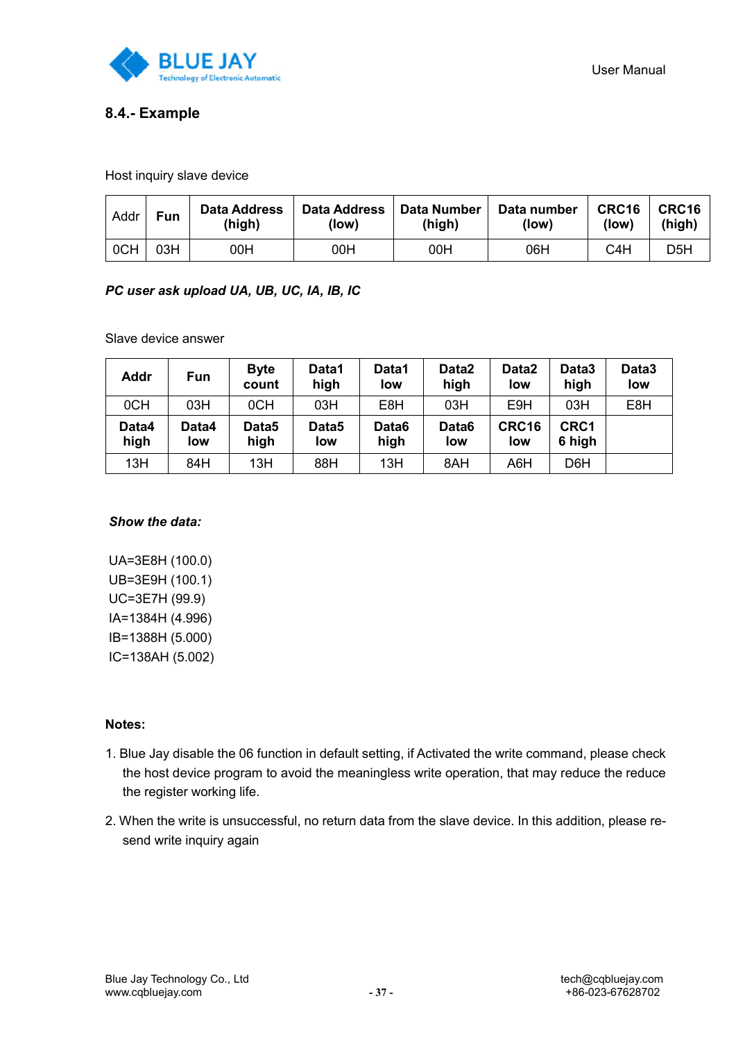## 8.4.- Example

Host inquiry slave device

| Addr | Fun | Data Address (high) | Data Address (low) | Data Number (high) | Data number (low) | CRC16 (low) | CRC16 (high) |
|---|---|---|---|---|---|---|---|
| 0CH | 03H | 00H | 00H | 00H | 06H | C4H | D5H |

***PC user ask upload UA, UB, UC, IA, IB, IC***

Slave device answer

| Addr | Fun | Byte count | Data1 high | Data1 low | Data2 high | Data2 low | Data3 high | Data3 low |
|---|---|---|---|---|---|---|---|---|
| 0CH | 03H | 0CH | 03H | E8H | 03H | E9H | 03H | E8H |
| **Data4 high** | **Data4 low** | **Data5 high** | **Data5 low** | **Data6 high** | **Data6 low** | **CRC16 low** | **CRC16 high** | |
| 13H | 84H | 13H | 88H | 13H | 8AH | A6H | D6H | |

***Show the data:***

UA=3E8H (100.0)
UB=3E9H (100.1)
UC=3E7H (99.9)
IA=1384H (4.996)
IB=1388H (5.000)
IC=138AH (5.002)

**Notes:**

1. Blue Jay disable the 06 function in default setting, if Activated the write command, please check the host device program to avoid the meaningless write operation, that may reduce the reduce the register working life.
2. When the write is unsuccessful, no return data from the slave device. In this addition, please re-send write inquiry again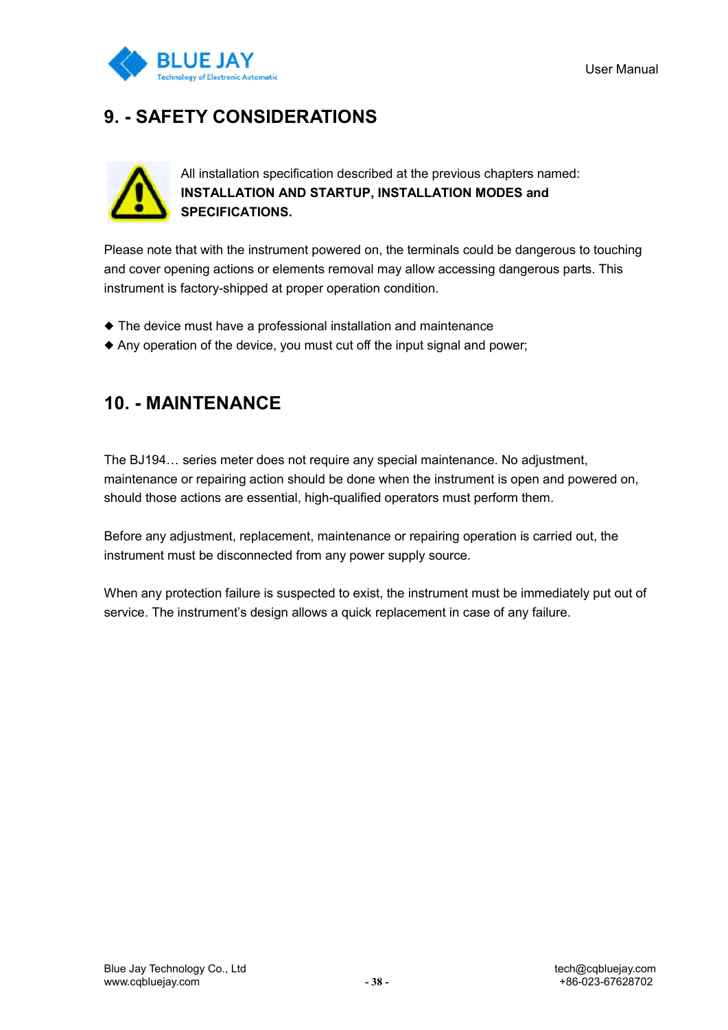## 9. - SAFETY CONSIDERATIONS

All installation specification described at the previous chapters named: **INSTALLATION AND STARTUP, INSTALLATION MODES and SPECIFICATIONS.**

Please note that with the instrument powered on, the terminals could be dangerous to touching and cover opening actions or elements removal may allow accessing dangerous parts. This instrument is factory-shipped at proper operation condition.

- ◆ The device must have a professional installation and maintenance
- ◆ Any operation of the device, you must cut off the input signal and power;

## 10. - MAINTENANCE

The BJ194… series meter does not require any special maintenance. No adjustment, maintenance or repairing action should be done when the instrument is open and powered on, should those actions are essential, high-qualified operators must perform them.

Before any adjustment, replacement, maintenance or repairing operation is carried out, the instrument must be disconnected from any power supply source.

When any protection failure is suspected to exist, the instrument must be immediately put out of service. The instrument's design allows a quick replacement in case of any failure.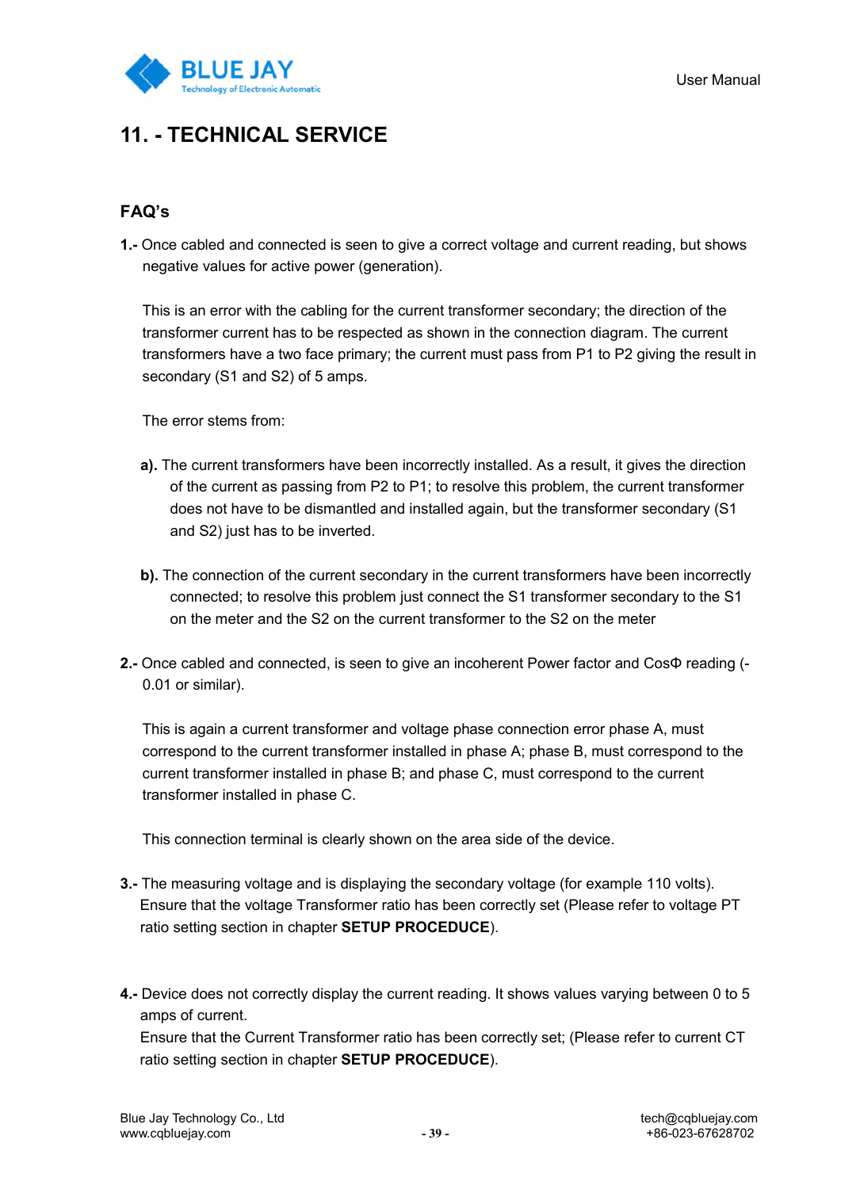# 11. - TECHNICAL SERVICE

## FAQ's

**1.-** Once cabled and connected is seen to give a correct voltage and current reading, but shows negative values for active power (generation).

This is an error with the cabling for the current transformer secondary; the direction of the transformer current has to be respected as shown in the connection diagram. The current transformers have a two face primary; the current must pass from P1 to P2 giving the result in secondary (S1 and S2) of 5 amps.

The error stems from:

**a).** The current transformers have been incorrectly installed. As a result, it gives the direction of the current as passing from P2 to P1; to resolve this problem, the current transformer does not have to be dismantled and installed again, but the transformer secondary (S1 and S2) just has to be inverted.

**b).** The connection of the current secondary in the current transformers have been incorrectly connected; to resolve this problem just connect the S1 transformer secondary to the S1 on the meter and the S2 on the current transformer to the S2 on the meter

**2.-** Once cabled and connected, is seen to give an incoherent Power factor and CosΦ reading (-0.01 or similar).

This is again a current transformer and voltage phase connection error phase A, must correspond to the current transformer installed in phase A; phase B, must correspond to the current transformer installed in phase B; and phase C, must correspond to the current transformer installed in phase C.

This connection terminal is clearly shown on the area side of the device.

**3.-** The measuring voltage and is displaying the secondary voltage (for example 110 volts). Ensure that the voltage Transformer ratio has been correctly set (Please refer to voltage PT ratio setting section in chapter **SETUP PROCEDUCE**).

**4.-** Device does not correctly display the current reading. It shows values varying between 0 to 5 amps of current.
Ensure that the Current Transformer ratio has been correctly set; (Please refer to current CT ratio setting section in chapter **SETUP PROCEDUCE**).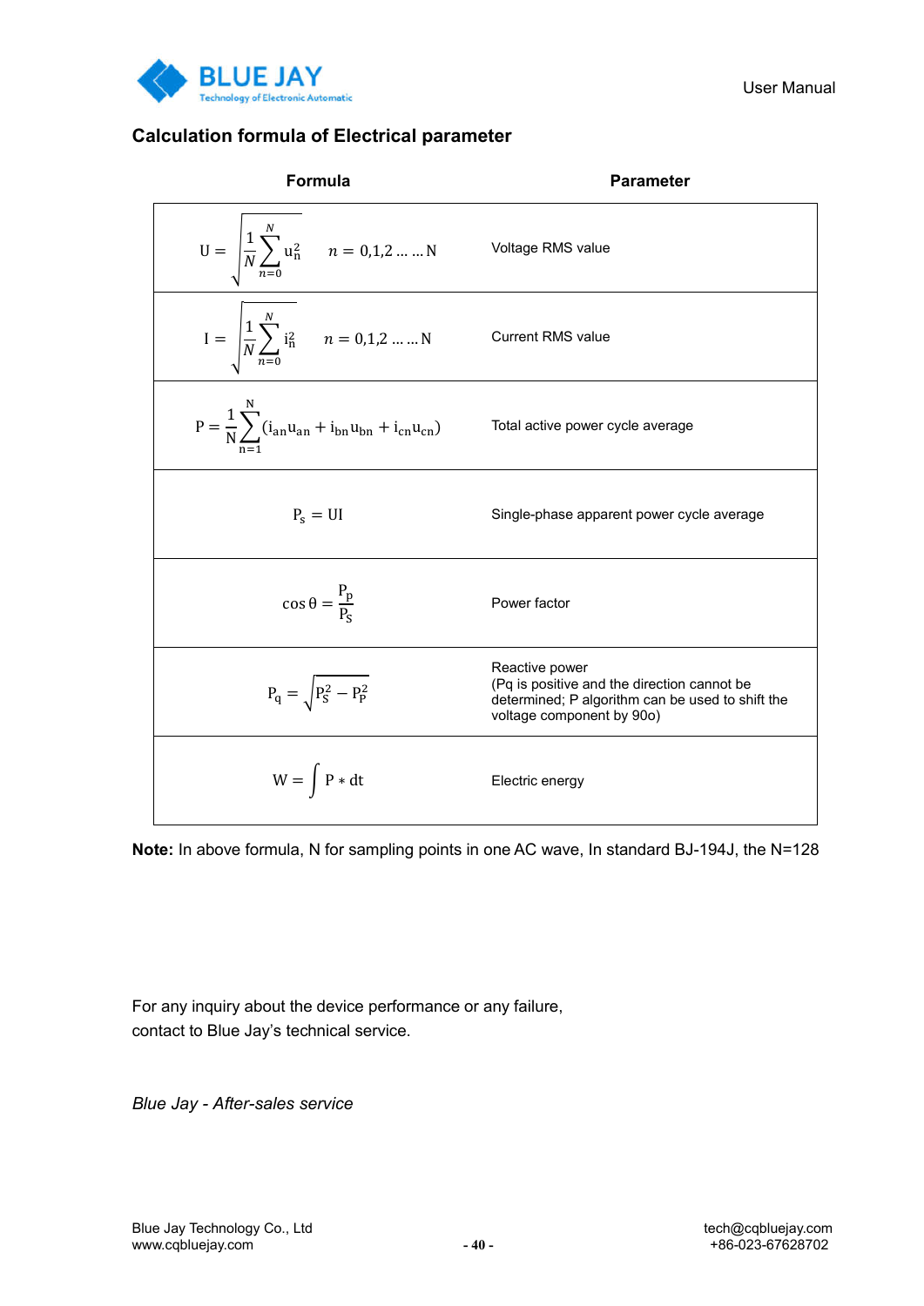## Calculation formula of Electrical parameter

| Formula | Parameter |
|---|---|
| $U = \sqrt{\frac{1}{N}\sum_{n=0}^{N} u_n^2} \quad n = 0,1,2 \ldots\ldots N$ | Voltage RMS value |
| $I = \sqrt{\frac{1}{N}\sum_{n=0}^{N} i_n^2} \quad n = 0,1,2 \ldots\ldots N$ | Current RMS value |
| $P = \frac{1}{N}\sum_{n=1}^{N}(i_{an}u_{an} + i_{bn}u_{bn} + i_{cn}u_{cn})$ | Total active power cycle average |
| $P_s = UI$ | Single-phase apparent power cycle average |
| $\cos\theta = \frac{P_p}{P_s}$ | Power factor |
| $P_q = \sqrt{P_S^2 - P_P^2}$ | Reactive power (Pq is positive and the direction cannot be determined; P algorithm can be used to shift the voltage component by 90o) |
| $W = \int P * dt$ | Electric energy |

**Note:** In above formula, N for sampling points in one AC wave, In standard BJ-194J, the N=128

For any inquiry about the device performance or any failure, contact to Blue Jay's technical service.

*Blue Jay - After-sales service*

Blue Jay Technology Co., Ltd
www.cqbluejay.com

tech@cqbluejay.com
+86-023-67628702